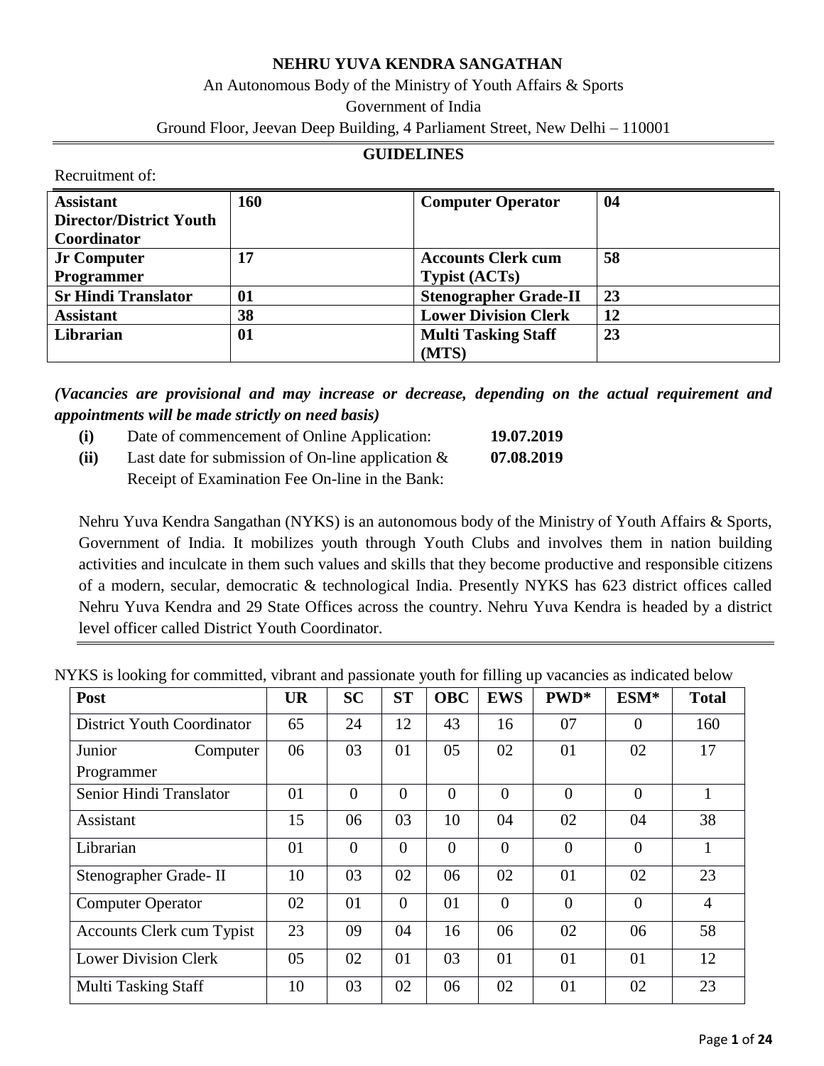**NEHRU YUVA KENDRA SANGATHAN**

An Autonomous Body of the Ministry of Youth Affairs & Sports

Government of India

Ground Floor, Jeevan Deep Building, 4 Parliament Street, New Delhi – 110001

## GUIDELINES

Recruitment of:

| **Assistant Director/District Youth Coordinator** | **160** | **Computer Operator** | **04** |
|---|---|---|---|
| **Jr Computer Programmer** | **17** | **Accounts Clerk cum Typist (ACTs)** | **58** |
| **Sr Hindi Translator** | **01** | **Stenographer Grade-II** | **23** |
| **Assistant** | **38** | **Lower Division Clerk** | **12** |
| **Librarian** | **01** | **Multi Tasking Staff (MTS)** | **23** |

***(Vacancies are provisional and may increase or decrease, depending on the actual requirement and appointments will be made strictly on need basis)***

- **(i)** Date of commencement of Online Application: **19.07.2019**
- **(ii)** Last date for submission of On-line application & Receipt of Examination Fee On-line in the Bank: **07.08.2019**

Nehru Yuva Kendra Sangathan (NYKS) is an autonomous body of the Ministry of Youth Affairs & Sports, Government of India. It mobilizes youth through Youth Clubs and involves them in nation building activities and inculcate in them such values and skills that they become productive and responsible citizens of a modern, secular, democratic & technological India. Presently NYKS has 623 district offices called Nehru Yuva Kendra and 29 State Offices across the country. Nehru Yuva Kendra is headed by a district level officer called District Youth Coordinator.

NYKS is looking for committed, vibrant and passionate youth for filling up vacancies as indicated below

| **Post** | **UR** | **SC** | **ST** | **OBC** | **EWS** | **PWD*** | **ESM*** | **Total** |
|---|---|---|---|---|---|---|---|---|
| District Youth Coordinator | 65 | 24 | 12 | 43 | 16 | 07 | 0 | 160 |
| Junior Computer Programmer | 06 | 03 | 01 | 05 | 02 | 01 | 02 | 17 |
| Senior Hindi Translator | 01 | 0 | 0 | 0 | 0 | 0 | 0 | 1 |
| Assistant | 15 | 06 | 03 | 10 | 04 | 02 | 04 | 38 |
| Librarian | 01 | 0 | 0 | 0 | 0 | 0 | 0 | 1 |
| Stenographer Grade- II | 10 | 03 | 02 | 06 | 02 | 01 | 02 | 23 |
| Computer Operator | 02 | 01 | 0 | 01 | 0 | 0 | 0 | 4 |
| Accounts Clerk cum Typist | 23 | 09 | 04 | 16 | 06 | 02 | 06 | 58 |
| Lower Division Clerk | 05 | 02 | 01 | 03 | 01 | 01 | 01 | 12 |
| Multi Tasking Staff | 10 | 03 | 02 | 06 | 02 | 01 | 02 | 23 |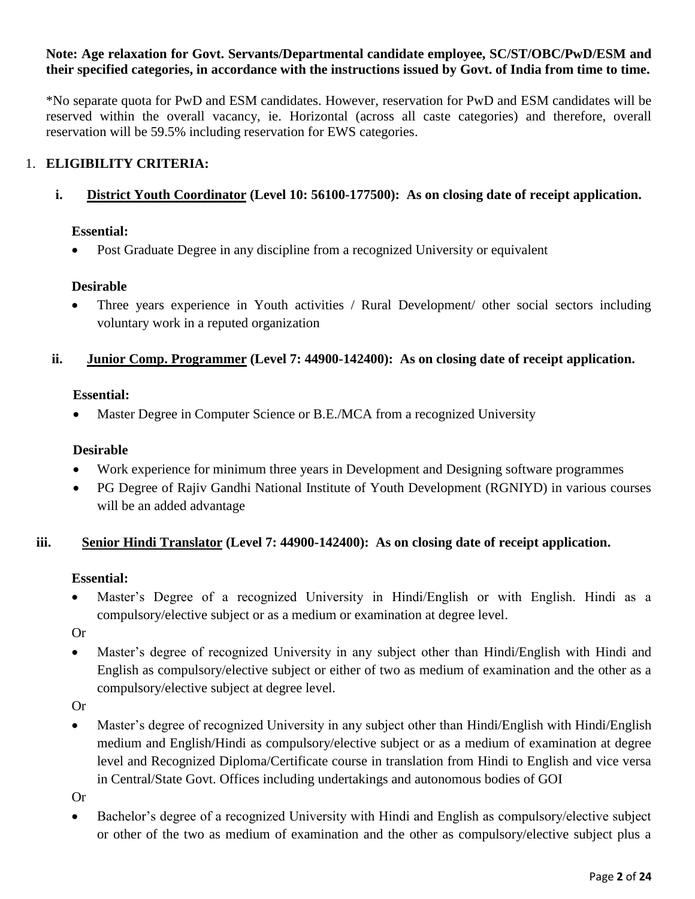**Note: Age relaxation for Govt. Servants/Departmental candidate employee, SC/ST/OBC/PwD/ESM and their specified categories, in accordance with the instructions issued by Govt. of India from time to time.**

*No separate quota for PwD and ESM candidates. However, reservation for PwD and ESM candidates will be reserved within the overall vacancy, ie. Horizontal (across all caste categories) and therefore, overall reservation will be 59.5% including reservation for EWS categories.

1. **ELIGIBILITY CRITERIA:**

   **i. <u>District Youth Coordinator</u> (Level 10: 56100-177500): As on closing date of receipt application.**

   **Essential:**

   - Post Graduate Degree in any discipline from a recognized University or equivalent

   **Desirable**

   - Three years experience in Youth activities / Rural Development/ other social sectors including voluntary work in a reputed organization

   **ii. <u>Junior Comp. Programmer</u> (Level 7: 44900-142400): As on closing date of receipt application.**

   **Essential:**

   - Master Degree in Computer Science or B.E./MCA from a recognized University

   **Desirable**

   - Work experience for minimum three years in Development and Designing software programmes
   - PG Degree of Rajiv Gandhi National Institute of Youth Development (RGNIYD) in various courses will be an added advantage

   **iii. <u>Senior Hindi Translator</u> (Level 7: 44900-142400): As on closing date of receipt application.**

   **Essential:**

   - Master's Degree of a recognized University in Hindi/English or with English. Hindi as a compulsory/elective subject or as a medium or examination at degree level.

   Or

   - Master's degree of recognized University in any subject other than Hindi/English with Hindi and English as compulsory/elective subject or either of two as medium of examination and the other as a compulsory/elective subject at degree level.

   Or

   - Master's degree of recognized University in any subject other than Hindi/English with Hindi/English medium and English/Hindi as compulsory/elective subject or as a medium of examination at degree level and Recognized Diploma/Certificate course in translation from Hindi to English and vice versa in Central/State Govt. Offices including undertakings and autonomous bodies of GOI

   Or

   - Bachelor's degree of a recognized University with Hindi and English as compulsory/elective subject or other of the two as medium of examination and the other as compulsory/elective subject plus a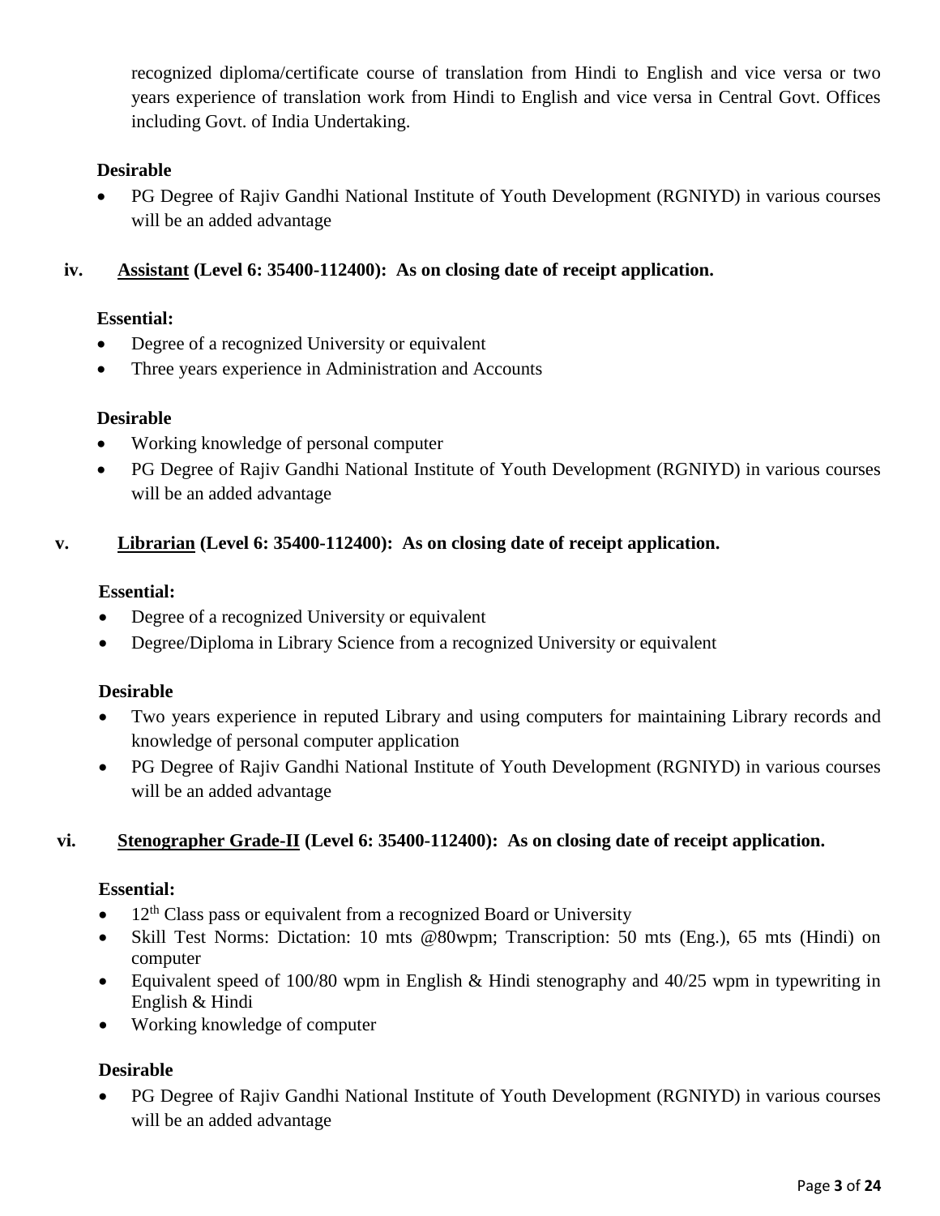recognized diploma/certificate course of translation from Hindi to English and vice versa or two years experience of translation work from Hindi to English and vice versa in Central Govt. Offices including Govt. of India Undertaking.

**Desirable**

- PG Degree of Rajiv Gandhi National Institute of Youth Development (RGNIYD) in various courses will be an added advantage

**iv. Assistant (Level 6: 35400-112400): As on closing date of receipt application.**

**Essential:**

- Degree of a recognized University or equivalent
- Three years experience in Administration and Accounts

**Desirable**

- Working knowledge of personal computer
- PG Degree of Rajiv Gandhi National Institute of Youth Development (RGNIYD) in various courses will be an added advantage

**v. Librarian (Level 6: 35400-112400): As on closing date of receipt application.**

**Essential:**

- Degree of a recognized University or equivalent
- Degree/Diploma in Library Science from a recognized University or equivalent

**Desirable**

- Two years experience in reputed Library and using computers for maintaining Library records and knowledge of personal computer application
- PG Degree of Rajiv Gandhi National Institute of Youth Development (RGNIYD) in various courses will be an added advantage

**vi. Stenographer Grade-II (Level 6: 35400-112400): As on closing date of receipt application.**

**Essential:**

- 12th Class pass or equivalent from a recognized Board or University
- Skill Test Norms: Dictation: 10 mts @80wpm; Transcription: 50 mts (Eng.), 65 mts (Hindi) on computer
- Equivalent speed of 100/80 wpm in English & Hindi stenography and 40/25 wpm in typewriting in English & Hindi
- Working knowledge of computer

**Desirable**

- PG Degree of Rajiv Gandhi National Institute of Youth Development (RGNIYD) in various courses will be an added advantage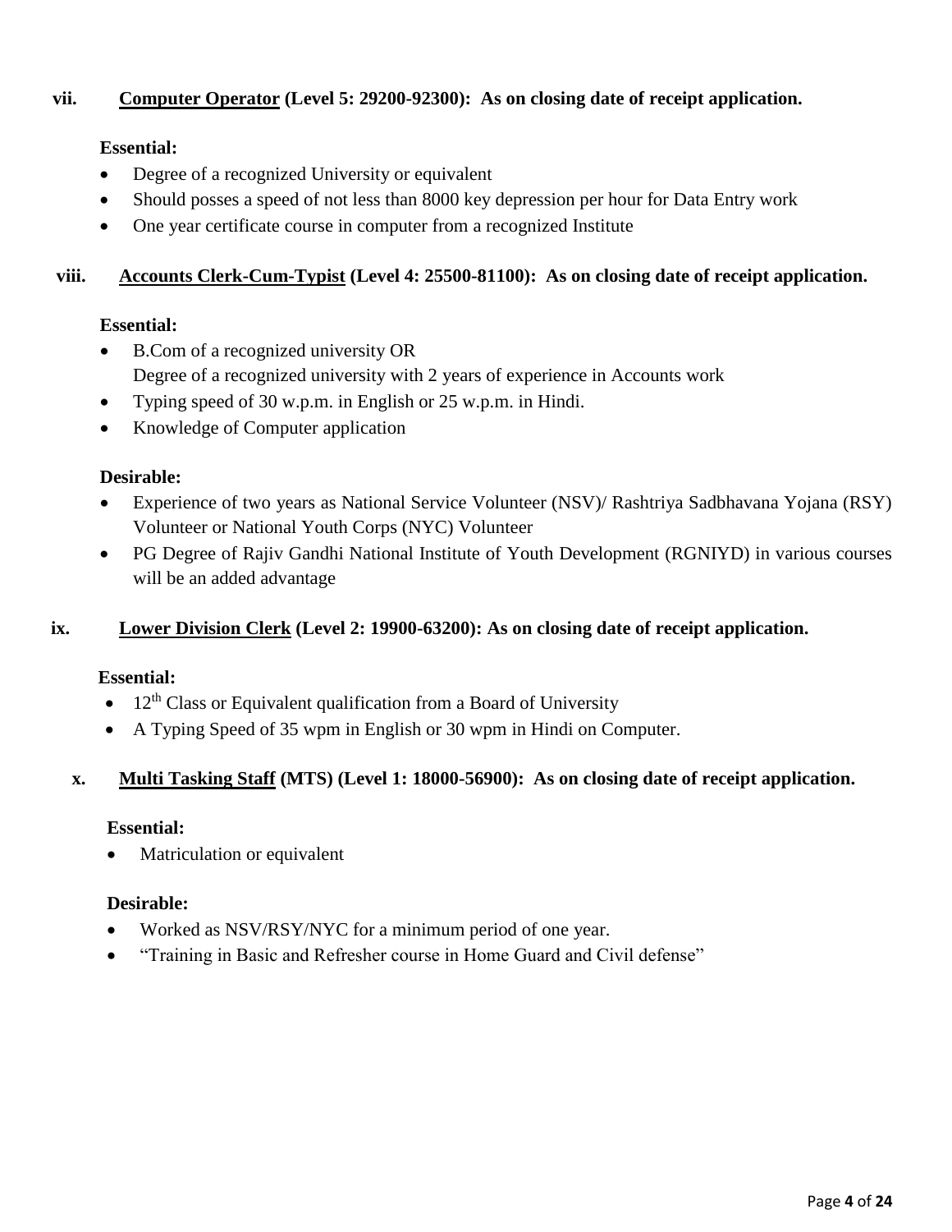**vii. <u>Computer Operator</u> (Level 5: 29200-92300): As on closing date of receipt application.**

**Essential:**

- Degree of a recognized University or equivalent
- Should posses a speed of not less than 8000 key depression per hour for Data Entry work
- One year certificate course in computer from a recognized Institute

**viii. <u>Accounts Clerk-Cum-Typist</u> (Level 4: 25500-81100): As on closing date of receipt application.**

**Essential:**

- B.Com of a recognized university OR
  Degree of a recognized university with 2 years of experience in Accounts work
- Typing speed of 30 w.p.m. in English or 25 w.p.m. in Hindi.
- Knowledge of Computer application

**Desirable:**

- Experience of two years as National Service Volunteer (NSV)/ Rashtriya Sadbhavana Yojana (RSY) Volunteer or National Youth Corps (NYC) Volunteer
- PG Degree of Rajiv Gandhi National Institute of Youth Development (RGNIYD) in various courses will be an added advantage

**ix. <u>Lower Division Clerk</u> (Level 2: 19900-63200): As on closing date of receipt application.**

**Essential:**

- 12th Class or Equivalent qualification from a Board of University
- A Typing Speed of 35 wpm in English or 30 wpm in Hindi on Computer.

**x. <u>Multi Tasking Staff</u> (MTS) (Level 1: 18000-56900): As on closing date of receipt application.**

**Essential:**

- Matriculation or equivalent

**Desirable:**

- Worked as NSV/RSY/NYC for a minimum period of one year.
- "Training in Basic and Refresher course in Home Guard and Civil defense"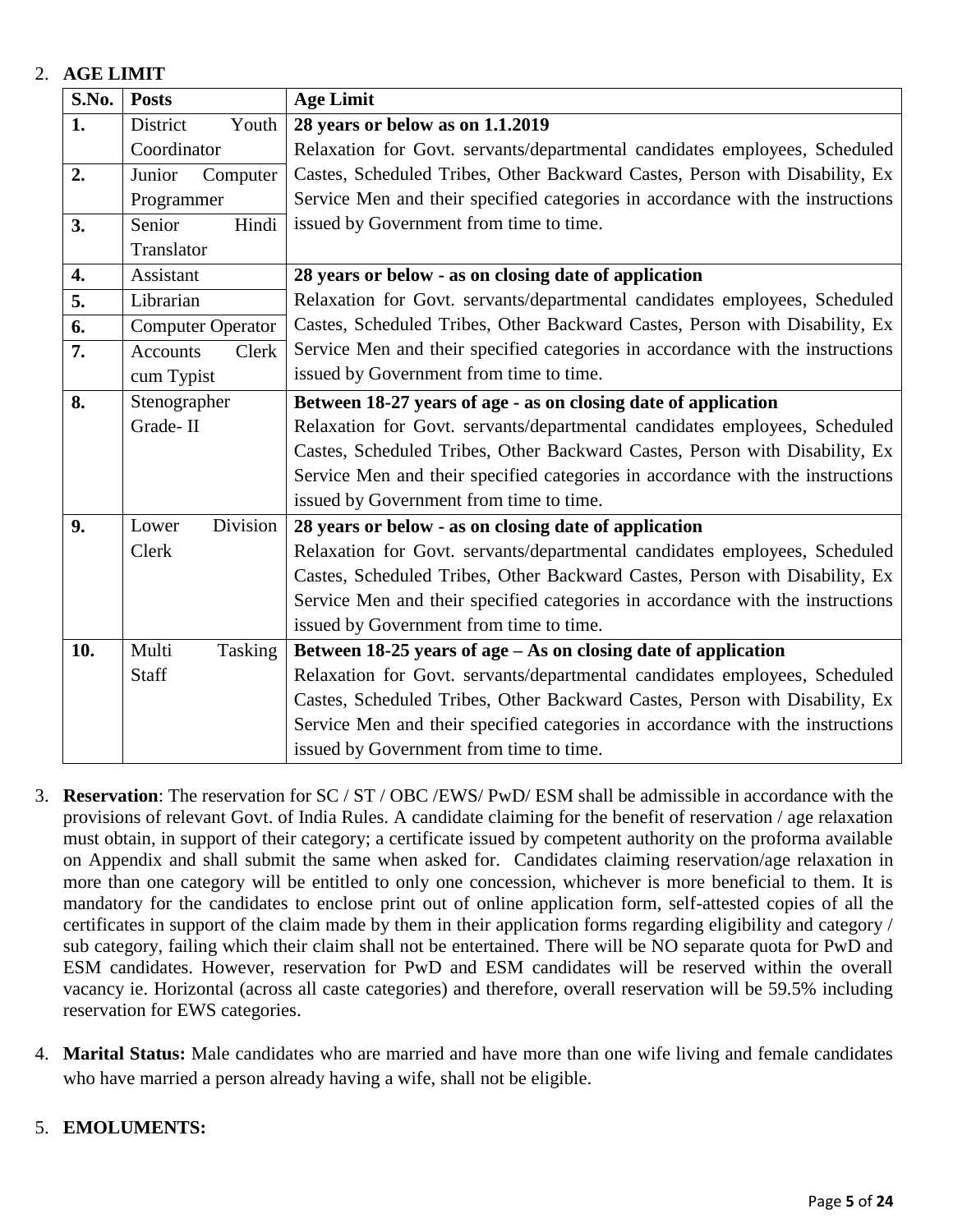2. **AGE LIMIT**

| S.No. | Posts | Age Limit |
|---|---|---|
| **1.** | District Youth Coordinator | **28 years or below as on 1.1.2019**<br>Relaxation for Govt. servants/departmental candidates employees, Scheduled Castes, Scheduled Tribes, Other Backward Castes, Person with Disability, Ex Service Men and their specified categories in accordance with the instructions issued by Government from time to time. |
| **2.** | Junior Computer Programmer | |
| **3.** | Senior Hindi Translator | |
| **4.** | Assistant | **28 years or below - as on closing date of application**<br>Relaxation for Govt. servants/departmental candidates employees, Scheduled Castes, Scheduled Tribes, Other Backward Castes, Person with Disability, Ex Service Men and their specified categories in accordance with the instructions issued by Government from time to time. |
| **5.** | Librarian | |
| **6.** | Computer Operator | |
| **7.** | Accounts Clerk cum Typist | |
| **8.** | Stenographer Grade- II | **Between 18-27 years of age - as on closing date of application**<br>Relaxation for Govt. servants/departmental candidates employees, Scheduled Castes, Scheduled Tribes, Other Backward Castes, Person with Disability, Ex Service Men and their specified categories in accordance with the instructions issued by Government from time to time. |
| **9.** | Lower Division Clerk | **28 years or below - as on closing date of application**<br>Relaxation for Govt. servants/departmental candidates employees, Scheduled Castes, Scheduled Tribes, Other Backward Castes, Person with Disability, Ex Service Men and their specified categories in accordance with the instructions issued by Government from time to time. |
| **10.** | Multi Tasking Staff | **Between 18-25 years of age – As on closing date of application**<br>Relaxation for Govt. servants/departmental candidates employees, Scheduled Castes, Scheduled Tribes, Other Backward Castes, Person with Disability, Ex Service Men and their specified categories in accordance with the instructions issued by Government from time to time. |

3. **Reservation**: The reservation for SC / ST / OBC /EWS/ PwD/ ESM shall be admissible in accordance with the provisions of relevant Govt. of India Rules. A candidate claiming for the benefit of reservation / age relaxation must obtain, in support of their category; a certificate issued by competent authority on the proforma available on Appendix and shall submit the same when asked for. Candidates claiming reservation/age relaxation in more than one category will be entitled to only one concession, whichever is more beneficial to them. It is mandatory for the candidates to enclose print out of online application form, self-attested copies of all the certificates in support of the claim made by them in their application forms regarding eligibility and category / sub category, failing which their claim shall not be entertained. There will be NO separate quota for PwD and ESM candidates. However, reservation for PwD and ESM candidates will be reserved within the overall vacancy ie. Horizontal (across all caste categories) and therefore, overall reservation will be 59.5% including reservation for EWS categories.

4. **Marital Status:** Male candidates who are married and have more than one wife living and female candidates who have married a person already having a wife, shall not be eligible.

5. **EMOLUMENTS:**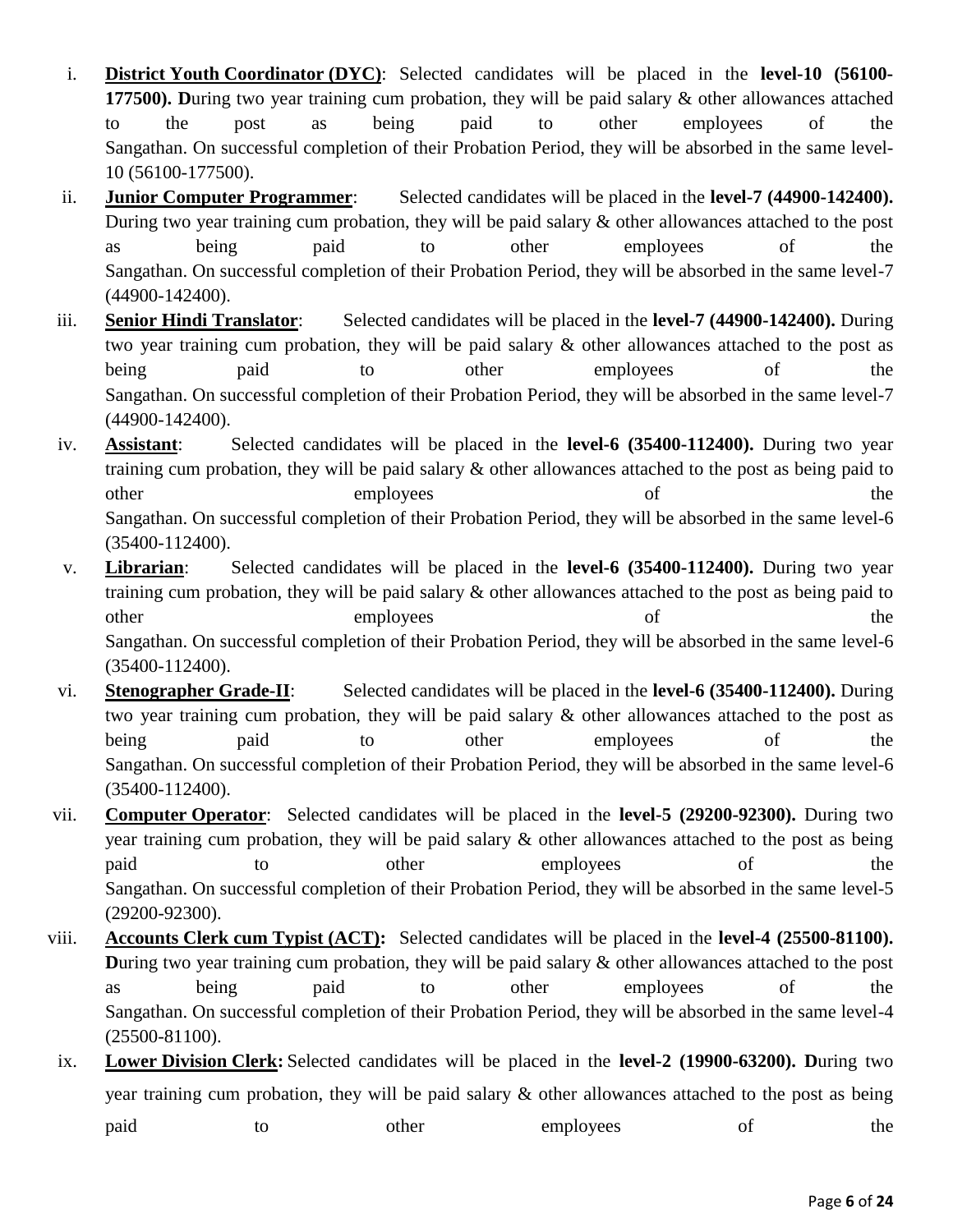i. **District Youth Coordinator (DYC)**: Selected candidates will be placed in the **level-10 (56100-177500). D**uring two year training cum probation, they will be paid salary & other allowances attached to the post as being paid to other employees of the Sangathan. On successful completion of their Probation Period, they will be absorbed in the same level-10 (56100-177500).

ii. **Junior Computer Programmer**: Selected candidates will be placed in the **level-7 (44900-142400).** During two year training cum probation, they will be paid salary & other allowances attached to the post as being paid to other employees of the Sangathan. On successful completion of their Probation Period, they will be absorbed in the same level-7 (44900-142400).

iii. **Senior Hindi Translator**: Selected candidates will be placed in the **level-7 (44900-142400).** During two year training cum probation, they will be paid salary & other allowances attached to the post as being paid to other employees of the Sangathan. On successful completion of their Probation Period, they will be absorbed in the same level-7 (44900-142400).

iv. **Assistant**: Selected candidates will be placed in the **level-6 (35400-112400).** During two year training cum probation, they will be paid salary & other allowances attached to the post as being paid to other employees of the Sangathan. On successful completion of their Probation Period, they will be absorbed in the same level-6 (35400-112400).

v. **Librarian**: Selected candidates will be placed in the **level-6 (35400-112400).** During two year training cum probation, they will be paid salary & other allowances attached to the post as being paid to other employees of the Sangathan. On successful completion of their Probation Period, they will be absorbed in the same level-6 (35400-112400).

vi. **Stenographer Grade-II**: Selected candidates will be placed in the **level-6 (35400-112400).** During two year training cum probation, they will be paid salary & other allowances attached to the post as being paid to other employees of the Sangathan. On successful completion of their Probation Period, they will be absorbed in the same level-6 (35400-112400).

vii. **Computer Operator**: Selected candidates will be placed in the **level-5 (29200-92300).** During two year training cum probation, they will be paid salary & other allowances attached to the post as being paid to other employees of the Sangathan. On successful completion of their Probation Period, they will be absorbed in the same level-5 (29200-92300).

viii. **Accounts Clerk cum Typist (ACT):** Selected candidates will be placed in the **level-4 (25500-81100). D**uring two year training cum probation, they will be paid salary & other allowances attached to the post as being paid to other employees of the Sangathan. On successful completion of their Probation Period, they will be absorbed in the same level-4 (25500-81100).

ix. **Lower Division Clerk:** Selected candidates will be placed in the **level-2 (19900-63200). D**uring two year training cum probation, they will be paid salary & other allowances attached to the post as being paid to other employees of the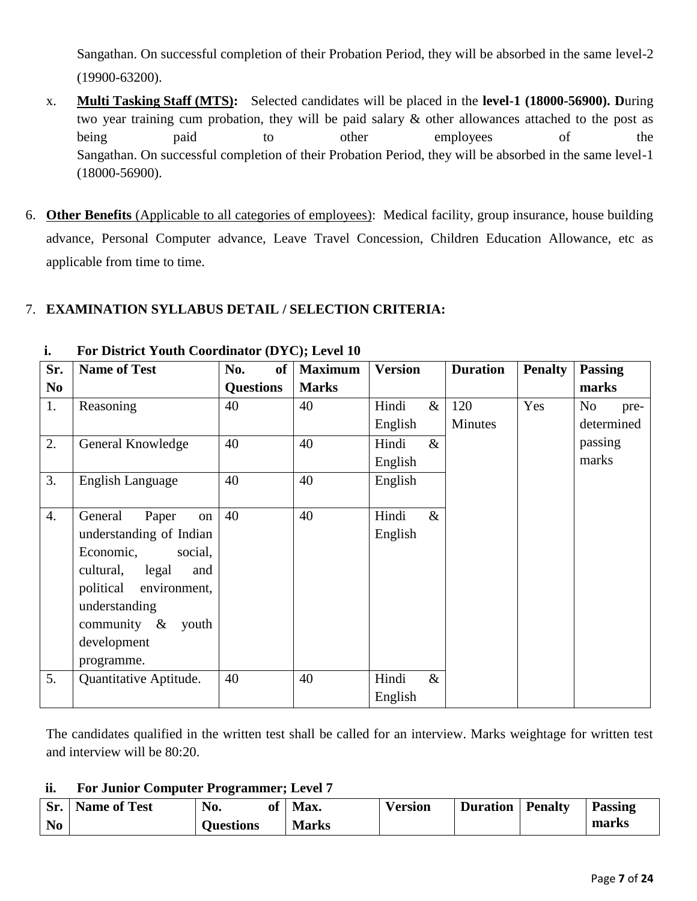Sangathan. On successful completion of their Probation Period, they will be absorbed in the same level-2 (19900-63200).

x. **Multi Tasking Staff (MTS):** Selected candidates will be placed in the **level-1 (18000-56900). D**uring two year training cum probation, they will be paid salary & other allowances attached to the post as being paid to other employees of the Sangathan. On successful completion of their Probation Period, they will be absorbed in the same level-1 (18000-56900).

6. **Other Benefits** (Applicable to all categories of employees): Medical facility, group insurance, house building advance, Personal Computer advance, Leave Travel Concession, Children Education Allowance, etc as applicable from time to time.

7. **EXAMINATION SYLLABUS DETAIL / SELECTION CRITERIA:**

**i. For District Youth Coordinator (DYC); Level 10**

| Sr. No | Name of Test | No. of Questions | Maximum Marks | Version | Duration | Penalty | Passing marks |
|---|---|---|---|---|---|---|---|
| 1. | Reasoning | 40 | 40 | Hindi & English | 120 Minutes | Yes | No pre-determined passing marks |
| 2. | General Knowledge | 40 | 40 | Hindi & English | | | |
| 3. | English Language | 40 | 40 | English | | | |
| 4. | General Paper on understanding of Indian Economic, social, cultural, legal and political environment, understanding community & youth development programme. | 40 | 40 | Hindi & English | | | |
| 5. | Quantitative Aptitude. | 40 | 40 | Hindi & English | | | |

The candidates qualified in the written test shall be called for an interview. Marks weightage for written test and interview will be 80:20.

**ii. For Junior Computer Programmer; Level 7**

| Sr. No | Name of Test | No. of Questions | Max. Marks | Version | Duration | Penalty | Passing marks |
|---|---|---|---|---|---|---|---|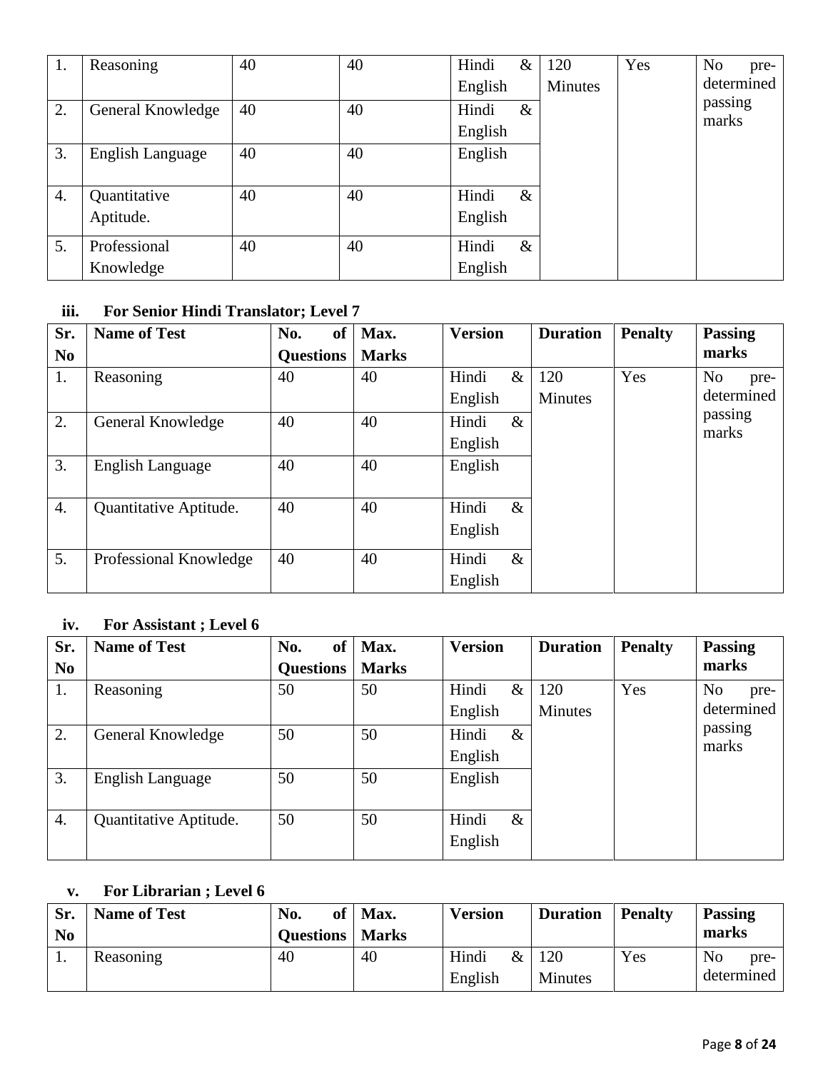| 1. | Reasoning | 40 | 40 | Hindi & English | 120 Minutes | Yes | No pre-determined passing marks |
|---|---|---|---|---|---|---|---|
| 2. | General Knowledge | 40 | 40 | Hindi & English | | | |
| 3. | English Language | 40 | 40 | English | | | |
| 4. | Quantitative Aptitude. | 40 | 40 | Hindi & English | | | |
| 5. | Professional Knowledge | 40 | 40 | Hindi & English | | | |

**iii. For Senior Hindi Translator; Level 7**

| Sr. No | Name of Test | No. of Questions | Max. Marks | Version | Duration | Penalty | Passing marks |
|---|---|---|---|---|---|---|---|
| 1. | Reasoning | 40 | 40 | Hindi & English | 120 Minutes | Yes | No pre-determined passing marks |
| 2. | General Knowledge | 40 | 40 | Hindi & English | | | |
| 3. | English Language | 40 | 40 | English | | | |
| 4. | Quantitative Aptitude. | 40 | 40 | Hindi & English | | | |
| 5. | Professional Knowledge | 40 | 40 | Hindi & English | | | |

**iv. For Assistant ; Level 6**

| Sr. No | Name of Test | No. of Questions | Max. Marks | Version | Duration | Penalty | Passing marks |
|---|---|---|---|---|---|---|---|
| 1. | Reasoning | 50 | 50 | Hindi & English | 120 Minutes | Yes | No pre-determined passing marks |
| 2. | General Knowledge | 50 | 50 | Hindi & English | | | |
| 3. | English Language | 50 | 50 | English | | | |
| 4. | Quantitative Aptitude. | 50 | 50 | Hindi & English | | | |

**v. For Librarian ; Level 6**

| Sr. No | Name of Test | No. of Questions | Max. Marks | Version | Duration | Penalty | Passing marks |
|---|---|---|---|---|---|---|---|
| 1. | Reasoning | 40 | 40 | Hindi & English | 120 Minutes | Yes | No pre-determined |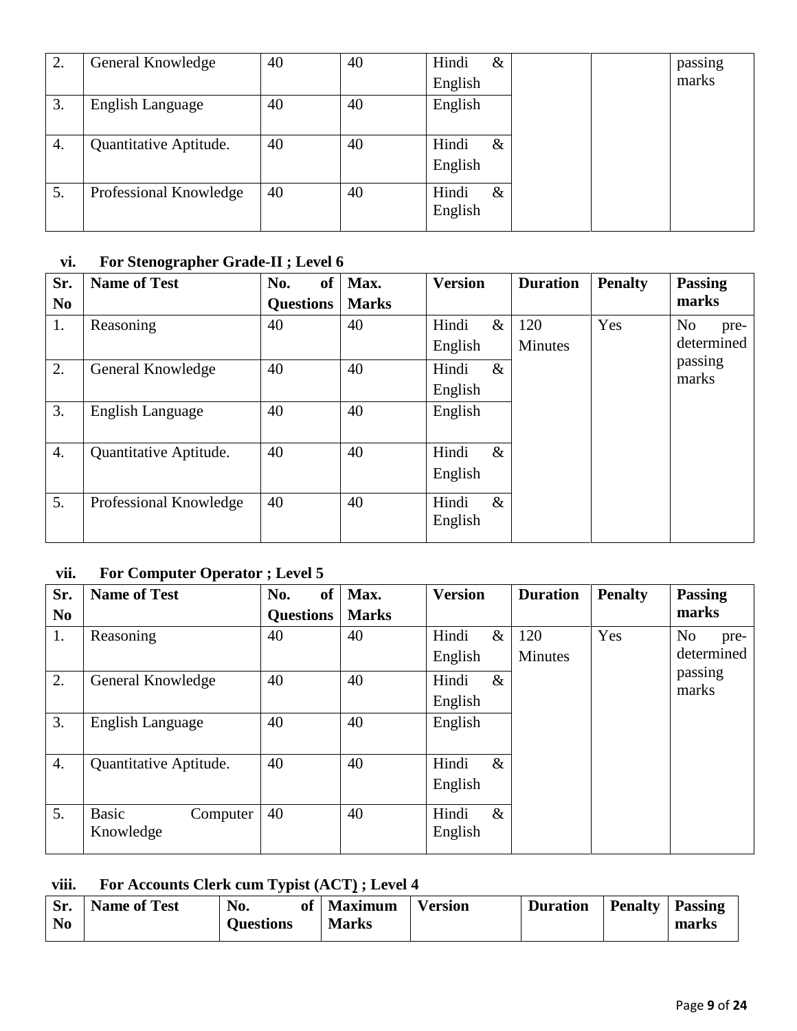| 2. | General Knowledge | 40 | 40 | Hindi & English | | | passing marks |
|---|---|---|---|---|---|---|---|
| 3. | English Language | 40 | 40 | English | | | |
| 4. | Quantitative Aptitude. | 40 | 40 | Hindi & English | | | |
| 5. | Professional Knowledge | 40 | 40 | Hindi & English | | | |

**vi. For Stenographer Grade-II ; Level 6**

| Sr. No | Name of Test | No. of Questions | Max. Marks | Version | Duration | Penalty | Passing marks |
|---|---|---|---|---|---|---|---|
| 1. | Reasoning | 40 | 40 | Hindi & English | 120 Minutes | Yes | No pre-determined passing marks |
| 2. | General Knowledge | 40 | 40 | Hindi & English | | | |
| 3. | English Language | 40 | 40 | English | | | |
| 4. | Quantitative Aptitude. | 40 | 40 | Hindi & English | | | |
| 5. | Professional Knowledge | 40 | 40 | Hindi & English | | | |

**vii. For Computer Operator ; Level 5**

| Sr. No | Name of Test | No. of Questions | Max. Marks | Version | Duration | Penalty | Passing marks |
|---|---|---|---|---|---|---|---|
| 1. | Reasoning | 40 | 40 | Hindi & English | 120 Minutes | Yes | No pre-determined passing marks |
| 2. | General Knowledge | 40 | 40 | Hindi & English | | | |
| 3. | English Language | 40 | 40 | English | | | |
| 4. | Quantitative Aptitude. | 40 | 40 | Hindi & English | | | |
| 5. | Basic Computer Knowledge | 40 | 40 | Hindi & English | | | |

**viii. For Accounts Clerk cum Typist (ACT) ; Level 4**

| Sr. No | Name of Test | No. of Questions | Maximum Marks | Version | Duration | Penalty | Passing marks |
|---|---|---|---|---|---|---|---|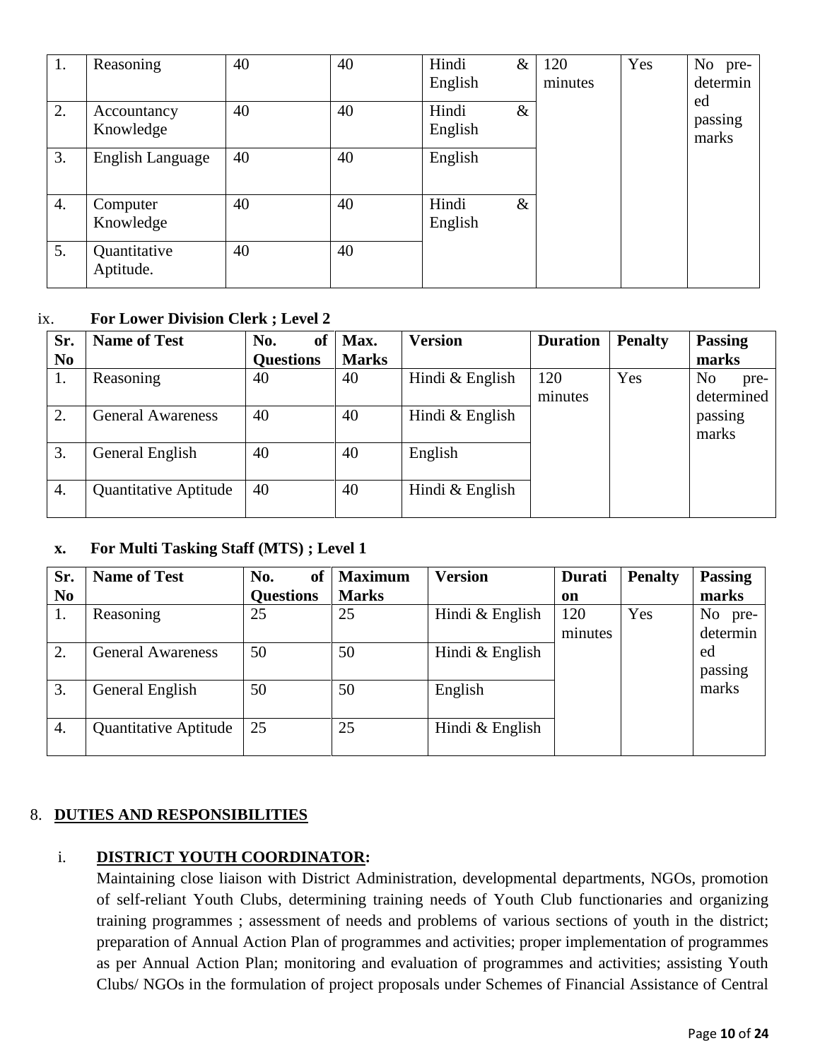| 1. | Reasoning | 40 | 40 | Hindi & English | 120 minutes | Yes | No pre-determined passing marks |
|---|---|---|---|---|---|---|---|
| 2. | Accountancy Knowledge | 40 | 40 | Hindi & English | | | |
| 3. | English Language | 40 | 40 | English | | | |
| 4. | Computer Knowledge | 40 | 40 | Hindi & English | | | |
| 5. | Quantitative Aptitude. | 40 | 40 | | | | |

ix. **For Lower Division Clerk ; Level 2**

| Sr. No | Name of Test | No. of Questions | Max. Marks | Version | Duration | Penalty | Passing marks |
|---|---|---|---|---|---|---|---|
| 1. | Reasoning | 40 | 40 | Hindi & English | 120 minutes | Yes | No pre-determined passing marks |
| 2. | General Awareness | 40 | 40 | Hindi & English | | | |
| 3. | General English | 40 | 40 | English | | | |
| 4. | Quantitative Aptitude | 40 | 40 | Hindi & English | | | |

x. **For Multi Tasking Staff (MTS) ; Level 1**

| Sr. No | Name of Test | No. of Questions | Maximum Marks | Version | Duration | Penalty | Passing marks |
|---|---|---|---|---|---|---|---|
| 1. | Reasoning | 25 | 25 | Hindi & English | 120 minutes | Yes | No pre-determined passing marks |
| 2. | General Awareness | 50 | 50 | Hindi & English | | | |
| 3. | General English | 50 | 50 | English | | | |
| 4. | Quantitative Aptitude | 25 | 25 | Hindi & English | | | |

8. **DUTIES AND RESPONSIBILITIES**

i. **DISTRICT YOUTH COORDINATOR:**

Maintaining close liaison with District Administration, developmental departments, NGOs, promotion of self-reliant Youth Clubs, determining training needs of Youth Club functionaries and organizing training programmes ; assessment of needs and problems of various sections of youth in the district; preparation of Annual Action Plan of programmes and activities; proper implementation of programmes as per Annual Action Plan; monitoring and evaluation of programmes and activities; assisting Youth Clubs/ NGOs in the formulation of project proposals under Schemes of Financial Assistance of Central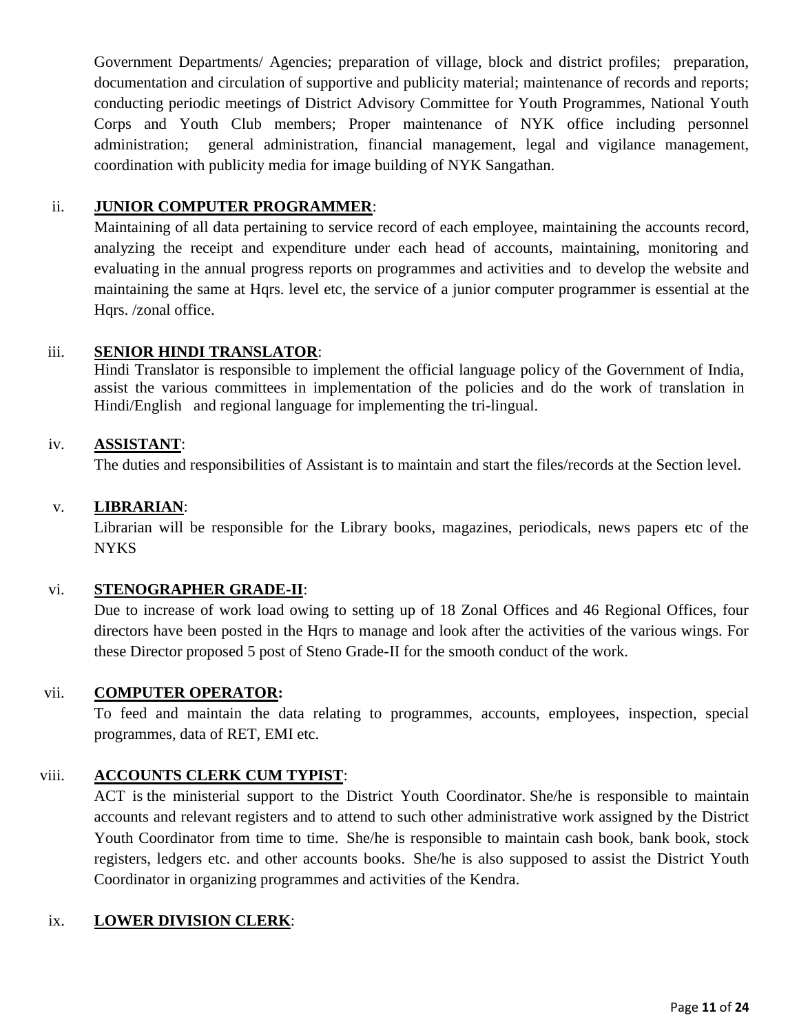Government Departments/ Agencies; preparation of village, block and district profiles; preparation, documentation and circulation of supportive and publicity material; maintenance of records and reports; conducting periodic meetings of District Advisory Committee for Youth Programmes, National Youth Corps and Youth Club members; Proper maintenance of NYK office including personnel administration; general administration, financial management, legal and vigilance management, coordination with publicity media for image building of NYK Sangathan.

ii. **JUNIOR COMPUTER PROGRAMMER**:

Maintaining of all data pertaining to service record of each employee, maintaining the accounts record, analyzing the receipt and expenditure under each head of accounts, maintaining, monitoring and evaluating in the annual progress reports on programmes and activities and to develop the website and maintaining the same at Hqrs. level etc, the service of a junior computer programmer is essential at the Hqrs. /zonal office.

iii. **SENIOR HINDI TRANSLATOR**:

Hindi Translator is responsible to implement the official language policy of the Government of India, assist the various committees in implementation of the policies and do the work of translation in Hindi/English and regional language for implementing the tri-lingual.

iv. **ASSISTANT**:

The duties and responsibilities of Assistant is to maintain and start the files/records at the Section level.

v. **LIBRARIAN**:

Librarian will be responsible for the Library books, magazines, periodicals, news papers etc of the NYKS

vi. **STENOGRAPHER GRADE-II**:

Due to increase of work load owing to setting up of 18 Zonal Offices and 46 Regional Offices, four directors have been posted in the Hqrs to manage and look after the activities of the various wings. For these Director proposed 5 post of Steno Grade-II for the smooth conduct of the work.

vii. **COMPUTER OPERATOR:**

To feed and maintain the data relating to programmes, accounts, employees, inspection, special programmes, data of RET, EMI etc.

viii. **ACCOUNTS CLERK CUM TYPIST**:

ACT is the ministerial support to the District Youth Coordinator. She/he is responsible to maintain accounts and relevant registers and to attend to such other administrative work assigned by the District Youth Coordinator from time to time. She/he is responsible to maintain cash book, bank book, stock registers, ledgers etc. and other accounts books. She/he is also supposed to assist the District Youth Coordinator in organizing programmes and activities of the Kendra.

ix. **LOWER DIVISION CLERK**: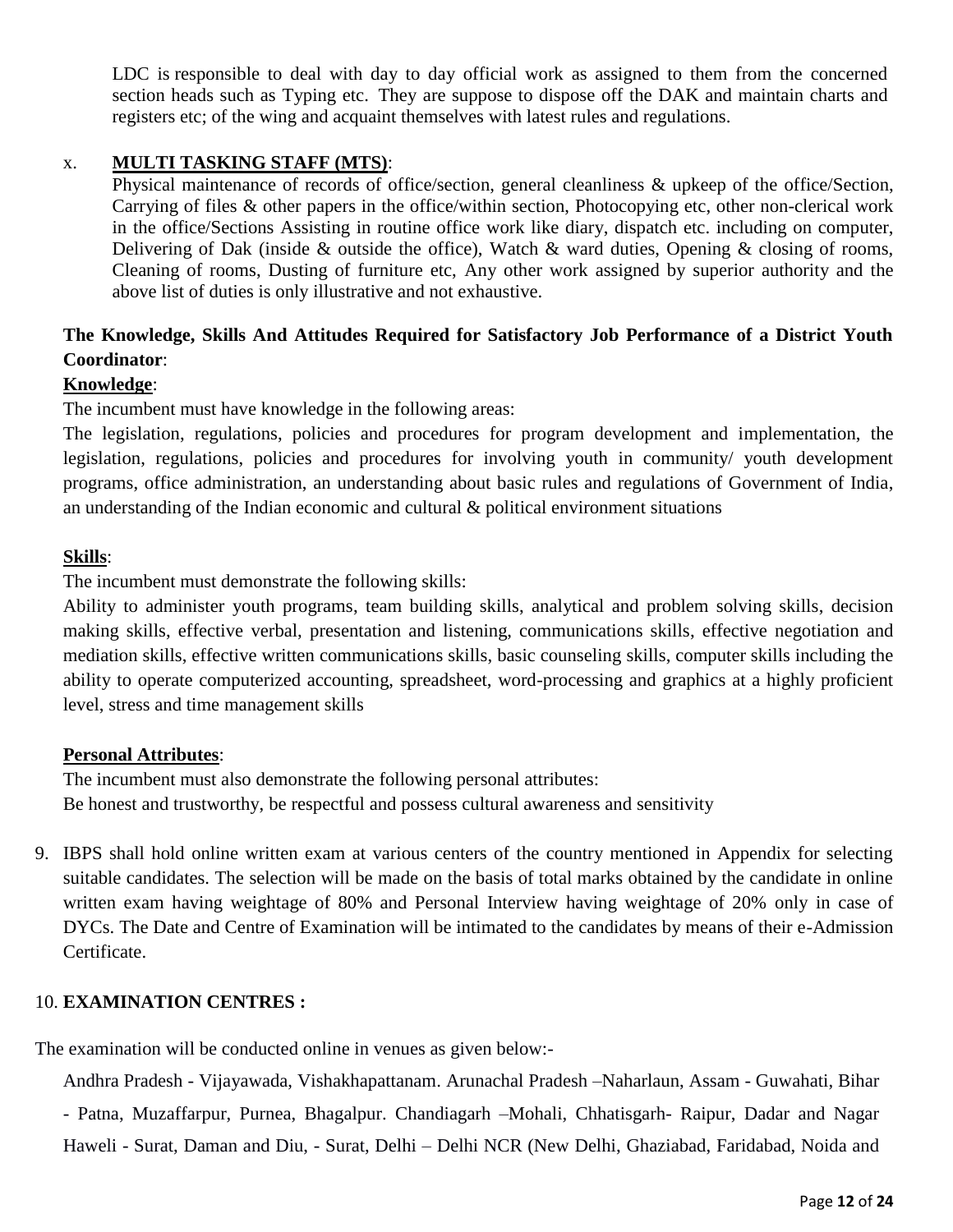LDC is responsible to deal with day to day official work as assigned to them from the concerned section heads such as Typing etc. They are suppose to dispose off the DAK and maintain charts and registers etc; of the wing and acquaint themselves with latest rules and regulations.

x. **MULTI TASKING STAFF (MTS)**:

Physical maintenance of records of office/section, general cleanliness & upkeep of the office/Section, Carrying of files & other papers in the office/within section, Photocopying etc, other non-clerical work in the office/Sections Assisting in routine office work like diary, dispatch etc. including on computer, Delivering of Dak (inside & outside the office), Watch & ward duties, Opening & closing of rooms, Cleaning of rooms, Dusting of furniture etc, Any other work assigned by superior authority and the above list of duties is only illustrative and not exhaustive.

**The Knowledge, Skills And Attitudes Required for Satisfactory Job Performance of a District Youth Coordinator**:

**Knowledge**:

The incumbent must have knowledge in the following areas:

The legislation, regulations, policies and procedures for program development and implementation, the legislation, regulations, policies and procedures for involving youth in community/ youth development programs, office administration, an understanding about basic rules and regulations of Government of India, an understanding of the Indian economic and cultural & political environment situations

**Skills**:

The incumbent must demonstrate the following skills:

Ability to administer youth programs, team building skills, analytical and problem solving skills, decision making skills, effective verbal, presentation and listening, communications skills, effective negotiation and mediation skills, effective written communications skills, basic counseling skills, computer skills including the ability to operate computerized accounting, spreadsheet, word-processing and graphics at a highly proficient level, stress and time management skills

**Personal Attributes**:

The incumbent must also demonstrate the following personal attributes:

Be honest and trustworthy, be respectful and possess cultural awareness and sensitivity

9. IBPS shall hold online written exam at various centers of the country mentioned in Appendix for selecting suitable candidates. The selection will be made on the basis of total marks obtained by the candidate in online written exam having weightage of 80% and Personal Interview having weightage of 20% only in case of DYCs. The Date and Centre of Examination will be intimated to the candidates by means of their e-Admission Certificate.

10. **EXAMINATION CENTRES :**

The examination will be conducted online in venues as given below:-

Andhra Pradesh - Vijayawada, Vishakhapattanam. Arunachal Pradesh –Naharlaun, Assam - Guwahati, Bihar - Patna, Muzaffarpur, Purnea, Bhagalpur. Chandiagarh –Mohali, Chhatisgarh- Raipur, Dadar and Nagar Haweli - Surat, Daman and Diu, - Surat, Delhi – Delhi NCR (New Delhi, Ghaziabad, Faridabad, Noida and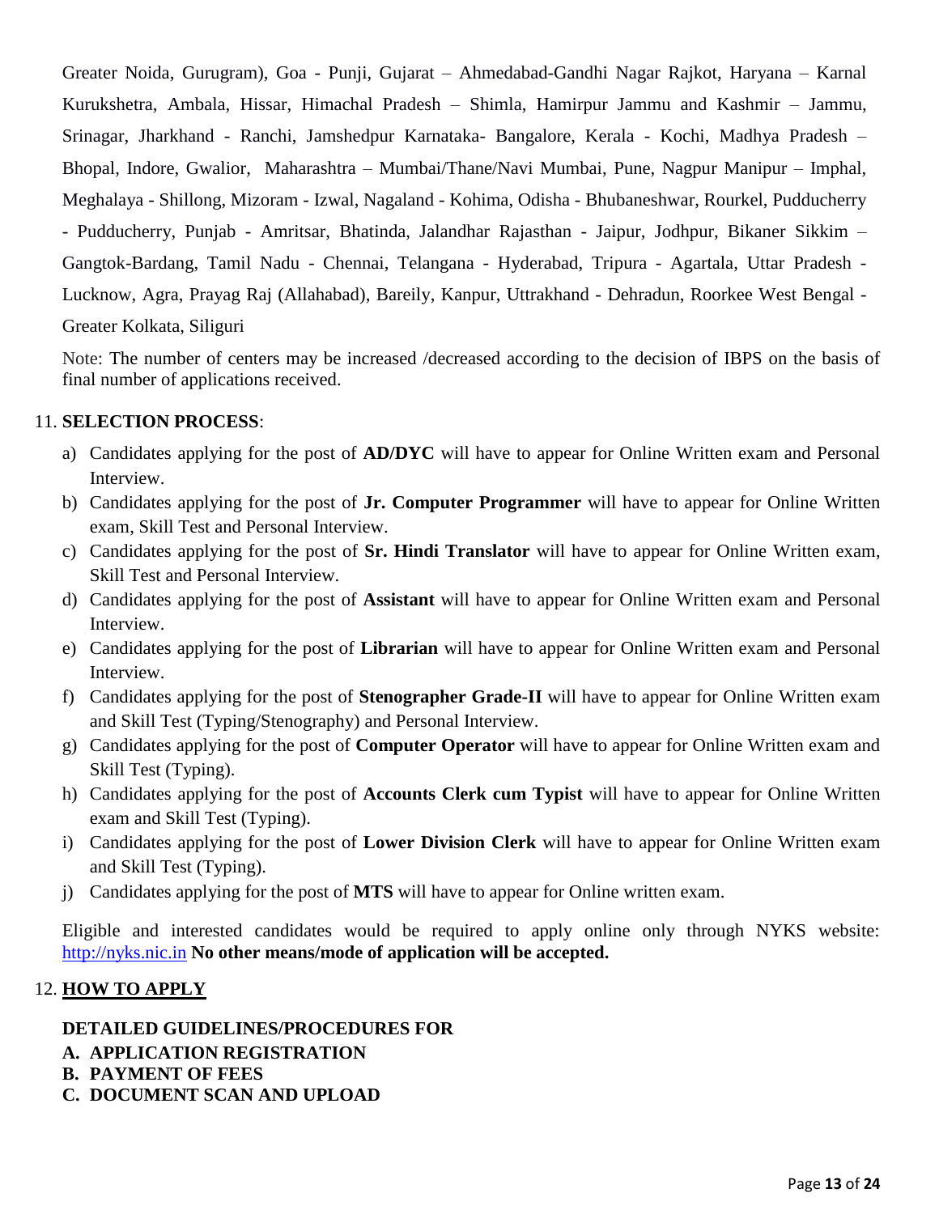Greater Noida, Gurugram), Goa - Punji, Gujarat – Ahmedabad-Gandhi Nagar Rajkot, Haryana – Karnal Kurukshetra, Ambala, Hissar, Himachal Pradesh – Shimla, Hamirpur Jammu and Kashmir – Jammu, Srinagar, Jharkhand - Ranchi, Jamshedpur Karnataka- Bangalore, Kerala - Kochi, Madhya Pradesh – Bhopal, Indore, Gwalior, Maharashtra – Mumbai/Thane/Navi Mumbai, Pune, Nagpur Manipur – Imphal, Meghalaya - Shillong, Mizoram - Izwal, Nagaland - Kohima, Odisha - Bhubaneshwar, Rourkel, Pudducherry - Pudducherry, Punjab - Amritsar, Bhatinda, Jalandhar Rajasthan - Jaipur, Jodhpur, Bikaner Sikkim – Gangtok-Bardang, Tamil Nadu - Chennai, Telangana - Hyderabad, Tripura - Agartala, Uttar Pradesh - Lucknow, Agra, Prayag Raj (Allahabad), Bareily, Kanpur, Uttrakhand - Dehradun, Roorkee West Bengal - Greater Kolkata, Siliguri

Note: The number of centers may be increased /decreased according to the decision of IBPS on the basis of final number of applications received.

11. **SELECTION PROCESS**:

a) Candidates applying for the post of **AD/DYC** will have to appear for Online Written exam and Personal Interview.

b) Candidates applying for the post of **Jr. Computer Programmer** will have to appear for Online Written exam, Skill Test and Personal Interview.

c) Candidates applying for the post of **Sr. Hindi Translator** will have to appear for Online Written exam, Skill Test and Personal Interview.

d) Candidates applying for the post of **Assistant** will have to appear for Online Written exam and Personal Interview.

e) Candidates applying for the post of **Librarian** will have to appear for Online Written exam and Personal Interview.

f) Candidates applying for the post of **Stenographer Grade-II** will have to appear for Online Written exam and Skill Test (Typing/Stenography) and Personal Interview.

g) Candidates applying for the post of **Computer Operator** will have to appear for Online Written exam and Skill Test (Typing).

h) Candidates applying for the post of **Accounts Clerk cum Typist** will have to appear for Online Written exam and Skill Test (Typing).

i) Candidates applying for the post of **Lower Division Clerk** will have to appear for Online Written exam and Skill Test (Typing).

j) Candidates applying for the post of **MTS** will have to appear for Online written exam.

Eligible and interested candidates would be required to apply online only through NYKS website: http://nyks.nic.in **No other means/mode of application will be accepted.**

12. **HOW TO APPLY**

**DETAILED GUIDELINES/PROCEDURES FOR**

**A. APPLICATION REGISTRATION**

**B. PAYMENT OF FEES**

**C. DOCUMENT SCAN AND UPLOAD**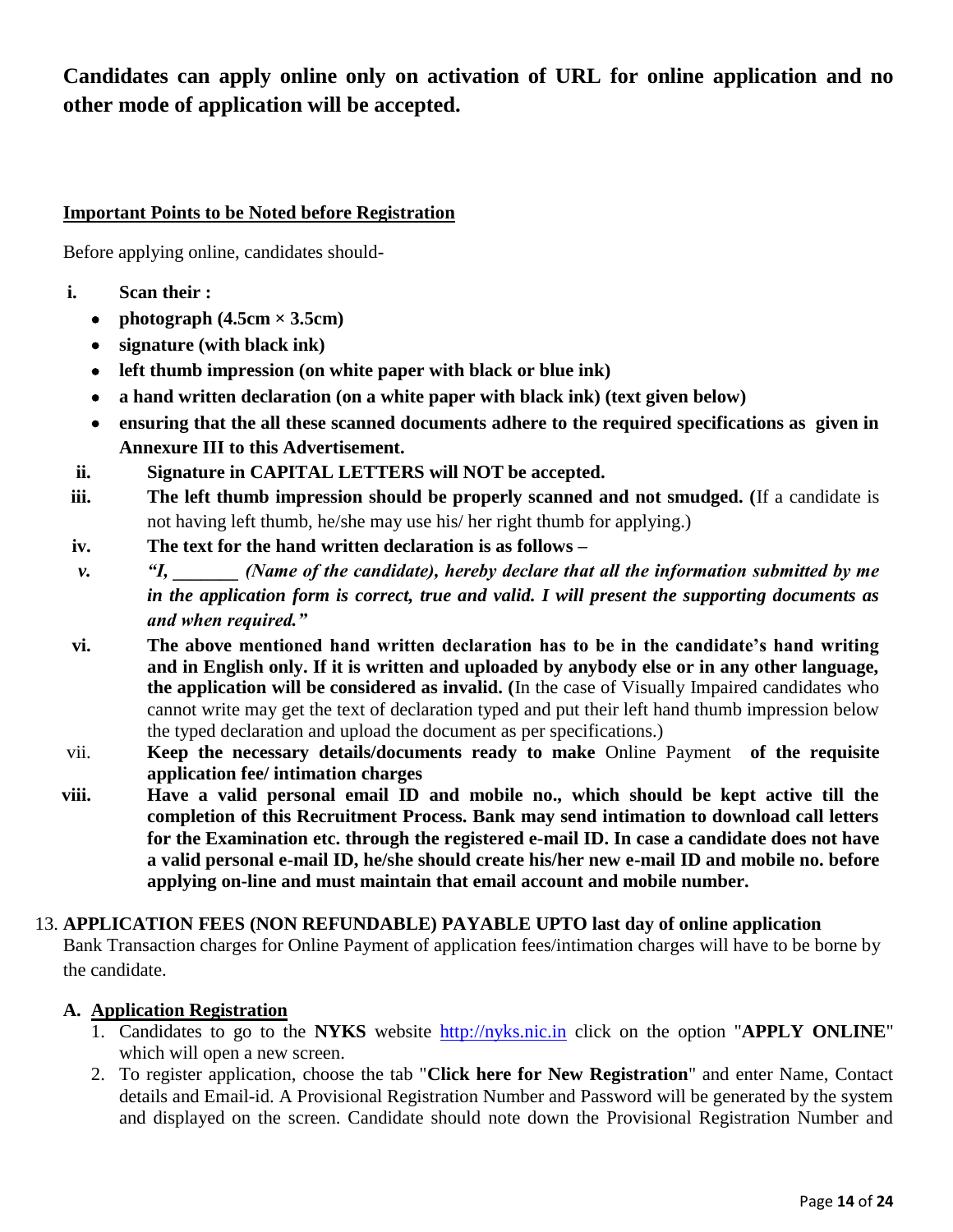**Candidates can apply online only on activation of URL for online application and no other mode of application will be accepted.**

**<u>Important Points to be Noted before Registration</u>**

Before applying online, candidates should-

i. **Scan their :**
   - **photograph (4.5cm × 3.5cm)**
   - **signature (with black ink)**
   - **left thumb impression (on white paper with black or blue ink)**
   - **a hand written declaration (on a white paper with black ink) (text given below)**
   - **ensuring that the all these scanned documents adhere to the required specifications as given in Annexure III to this Advertisement.**

ii. **Signature in CAPITAL LETTERS will NOT be accepted.**

iii. **The left thumb impression should be properly scanned and not smudged. (**If a candidate is not having left thumb, he/she may use his/ her right thumb for applying.)

iv. **The text for the hand written declaration is as follows –**

v. ***"I, _______ (Name of the candidate), hereby declare that all the information submitted by me in the application form is correct, true and valid. I will present the supporting documents as and when required."***

vi. **The above mentioned hand written declaration has to be in the candidate's hand writing and in English only. If it is written and uploaded by anybody else or in any other language, the application will be considered as invalid. (**In the case of Visually Impaired candidates who cannot write may get the text of declaration typed and put their left hand thumb impression below the typed declaration and upload the document as per specifications.)

vii. **Keep the necessary details/documents ready to make** Online Payment **of the requisite application fee/ intimation charges**

viii. **Have a valid personal email ID and mobile no., which should be kept active till the completion of this Recruitment Process. Bank may send intimation to download call letters for the Examination etc. through the registered e-mail ID. In case a candidate does not have a valid personal e-mail ID, he/she should create his/her new e-mail ID and mobile no. before applying on-line and must maintain that email account and mobile number.**

13. **APPLICATION FEES (NON REFUNDABLE) PAYABLE UPTO last day of online application**

Bank Transaction charges for Online Payment of application fees/intimation charges will have to be borne by the candidate.

**A. <u>Application Registration</u>**

1. Candidates to go to the **NYKS** website http://nyks.nic.in click on the option "**APPLY ONLINE**" which will open a new screen.
2. To register application, choose the tab "**Click here for New Registration**" and enter Name, Contact details and Email-id. A Provisional Registration Number and Password will be generated by the system and displayed on the screen. Candidate should note down the Provisional Registration Number and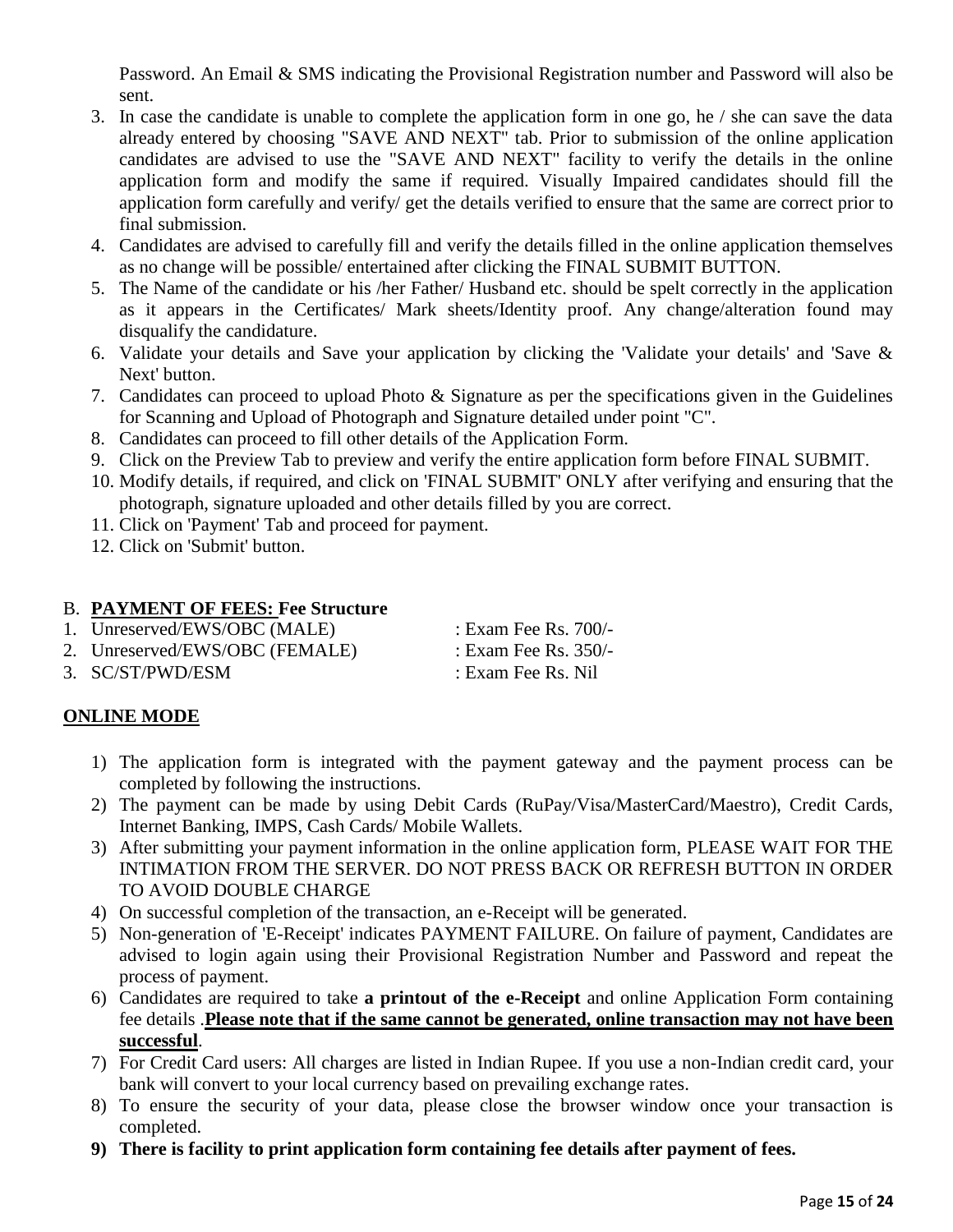Password. An Email & SMS indicating the Provisional Registration number and Password will also be sent.

3. In case the candidate is unable to complete the application form in one go, he / she can save the data already entered by choosing "SAVE AND NEXT" tab. Prior to submission of the online application candidates are advised to use the "SAVE AND NEXT" facility to verify the details in the online application form and modify the same if required. Visually Impaired candidates should fill the application form carefully and verify/ get the details verified to ensure that the same are correct prior to final submission.
4. Candidates are advised to carefully fill and verify the details filled in the online application themselves as no change will be possible/ entertained after clicking the FINAL SUBMIT BUTTON.
5. The Name of the candidate or his /her Father/ Husband etc. should be spelt correctly in the application as it appears in the Certificates/ Mark sheets/Identity proof. Any change/alteration found may disqualify the candidature.
6. Validate your details and Save your application by clicking the 'Validate your details' and 'Save & Next' button.
7. Candidates can proceed to upload Photo & Signature as per the specifications given in the Guidelines for Scanning and Upload of Photograph and Signature detailed under point "C".
8. Candidates can proceed to fill other details of the Application Form.
9. Click on the Preview Tab to preview and verify the entire application form before FINAL SUBMIT.
10. Modify details, if required, and click on 'FINAL SUBMIT' ONLY after verifying and ensuring that the photograph, signature uploaded and other details filled by you are correct.
11. Click on 'Payment' Tab and proceed for payment.
12. Click on 'Submit' button.

B. **PAYMENT OF FEES: Fee Structure**

1. Unreserved/EWS/OBC (MALE) : Exam Fee Rs. 700/-
2. Unreserved/EWS/OBC (FEMALE) : Exam Fee Rs. 350/-
3. SC/ST/PWD/ESM : Exam Fee Rs. Nil

**ONLINE MODE**

1) The application form is integrated with the payment gateway and the payment process can be completed by following the instructions.
2) The payment can be made by using Debit Cards (RuPay/Visa/MasterCard/Maestro), Credit Cards, Internet Banking, IMPS, Cash Cards/ Mobile Wallets.
3) After submitting your payment information in the online application form, PLEASE WAIT FOR THE INTIMATION FROM THE SERVER. DO NOT PRESS BACK OR REFRESH BUTTON IN ORDER TO AVOID DOUBLE CHARGE
4) On successful completion of the transaction, an e-Receipt will be generated.
5) Non-generation of 'E-Receipt' indicates PAYMENT FAILURE. On failure of payment, Candidates are advised to login again using their Provisional Registration Number and Password and repeat the process of payment.
6) Candidates are required to take **a printout of the e-Receipt** and online Application Form containing fee details .**Please note that if the same cannot be generated, online transaction may not have been successful**.
7) For Credit Card users: All charges are listed in Indian Rupee. If you use a non-Indian credit card, your bank will convert to your local currency based on prevailing exchange rates.
8) To ensure the security of your data, please close the browser window once your transaction is completed.
9) **There is facility to print application form containing fee details after payment of fees.**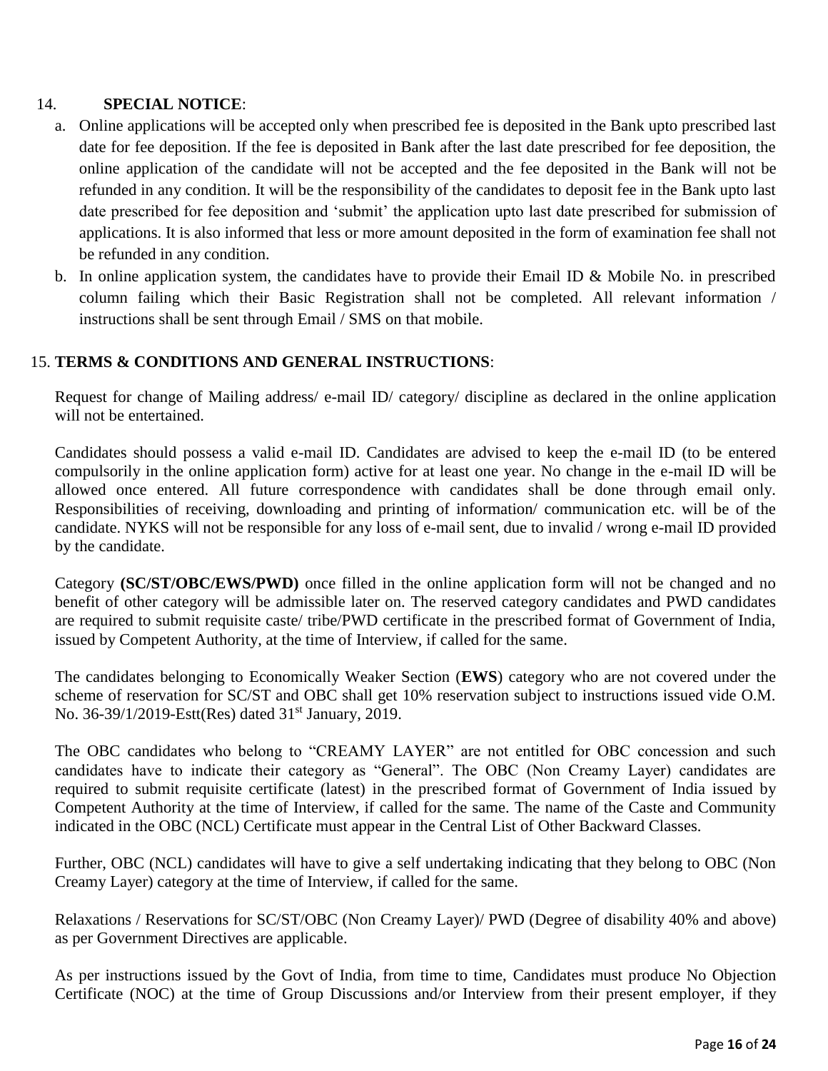14. **SPECIAL NOTICE**:

a. Online applications will be accepted only when prescribed fee is deposited in the Bank upto prescribed last date for fee deposition. If the fee is deposited in Bank after the last date prescribed for fee deposition, the online application of the candidate will not be accepted and the fee deposited in the Bank will not be refunded in any condition. It will be the responsibility of the candidates to deposit fee in the Bank upto last date prescribed for fee deposition and 'submit' the application upto last date prescribed for submission of applications. It is also informed that less or more amount deposited in the form of examination fee shall not be refunded in any condition.

b. In online application system, the candidates have to provide their Email ID & Mobile No. in prescribed column failing which their Basic Registration shall not be completed. All relevant information / instructions shall be sent through Email / SMS on that mobile.

15. **TERMS & CONDITIONS AND GENERAL INSTRUCTIONS**:

Request for change of Mailing address/ e-mail ID/ category/ discipline as declared in the online application will not be entertained.

Candidates should possess a valid e-mail ID. Candidates are advised to keep the e-mail ID (to be entered compulsorily in the online application form) active for at least one year. No change in the e-mail ID will be allowed once entered. All future correspondence with candidates shall be done through email only. Responsibilities of receiving, downloading and printing of information/ communication etc. will be of the candidate. NYKS will not be responsible for any loss of e-mail sent, due to invalid / wrong e-mail ID provided by the candidate.

Category **(SC/ST/OBC/EWS/PWD)** once filled in the online application form will not be changed and no benefit of other category will be admissible later on. The reserved category candidates and PWD candidates are required to submit requisite caste/ tribe/PWD certificate in the prescribed format of Government of India, issued by Competent Authority, at the time of Interview, if called for the same.

The candidates belonging to Economically Weaker Section (**EWS**) category who are not covered under the scheme of reservation for SC/ST and OBC shall get 10% reservation subject to instructions issued vide O.M. No. 36-39/1/2019-Estt(Res) dated 31st January, 2019.

The OBC candidates who belong to "CREAMY LAYER" are not entitled for OBC concession and such candidates have to indicate their category as "General". The OBC (Non Creamy Layer) candidates are required to submit requisite certificate (latest) in the prescribed format of Government of India issued by Competent Authority at the time of Interview, if called for the same. The name of the Caste and Community indicated in the OBC (NCL) Certificate must appear in the Central List of Other Backward Classes.

Further, OBC (NCL) candidates will have to give a self undertaking indicating that they belong to OBC (Non Creamy Layer) category at the time of Interview, if called for the same.

Relaxations / Reservations for SC/ST/OBC (Non Creamy Layer)/ PWD (Degree of disability 40% and above) as per Government Directives are applicable.

As per instructions issued by the Govt of India, from time to time, Candidates must produce No Objection Certificate (NOC) at the time of Group Discussions and/or Interview from their present employer, if they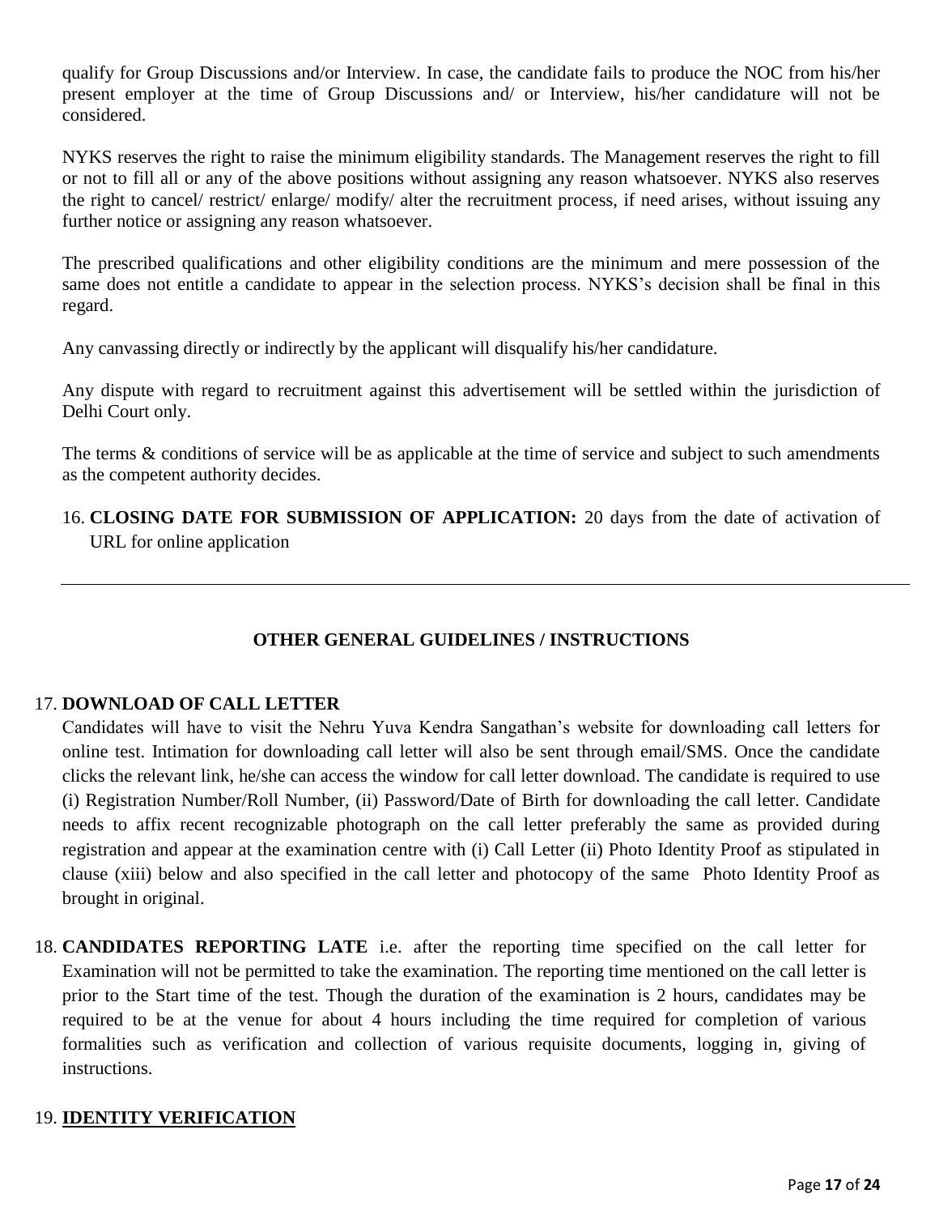qualify for Group Discussions and/or Interview. In case, the candidate fails to produce the NOC from his/her present employer at the time of Group Discussions and/ or Interview, his/her candidature will not be considered.

NYKS reserves the right to raise the minimum eligibility standards. The Management reserves the right to fill or not to fill all or any of the above positions without assigning any reason whatsoever. NYKS also reserves the right to cancel/ restrict/ enlarge/ modify/ alter the recruitment process, if need arises, without issuing any further notice or assigning any reason whatsoever.

The prescribed qualifications and other eligibility conditions are the minimum and mere possession of the same does not entitle a candidate to appear in the selection process. NYKS's decision shall be final in this regard.

Any canvassing directly or indirectly by the applicant will disqualify his/her candidature.

Any dispute with regard to recruitment against this advertisement will be settled within the jurisdiction of Delhi Court only.

The terms & conditions of service will be as applicable at the time of service and subject to such amendments as the competent authority decides.

16. **CLOSING DATE FOR SUBMISSION OF APPLICATION:** 20 days from the date of activation of URL for online application

---

## OTHER GENERAL GUIDELINES / INSTRUCTIONS

17. **DOWNLOAD OF CALL LETTER**
    Candidates will have to visit the Nehru Yuva Kendra Sangathan's website for downloading call letters for online test. Intimation for downloading call letter will also be sent through email/SMS. Once the candidate clicks the relevant link, he/she can access the window for call letter download. The candidate is required to use (i) Registration Number/Roll Number, (ii) Password/Date of Birth for downloading the call letter. Candidate needs to affix recent recognizable photograph on the call letter preferably the same as provided during registration and appear at the examination centre with (i) Call Letter (ii) Photo Identity Proof as stipulated in clause (xiii) below and also specified in the call letter and photocopy of the same Photo Identity Proof as brought in original.

18. **CANDIDATES REPORTING LATE** i.e. after the reporting time specified on the call letter for Examination will not be permitted to take the examination. The reporting time mentioned on the call letter is prior to the Start time of the test. Though the duration of the examination is 2 hours, candidates may be required to be at the venue for about 4 hours including the time required for completion of various formalities such as verification and collection of various requisite documents, logging in, giving of instructions.

19. **IDENTITY VERIFICATION**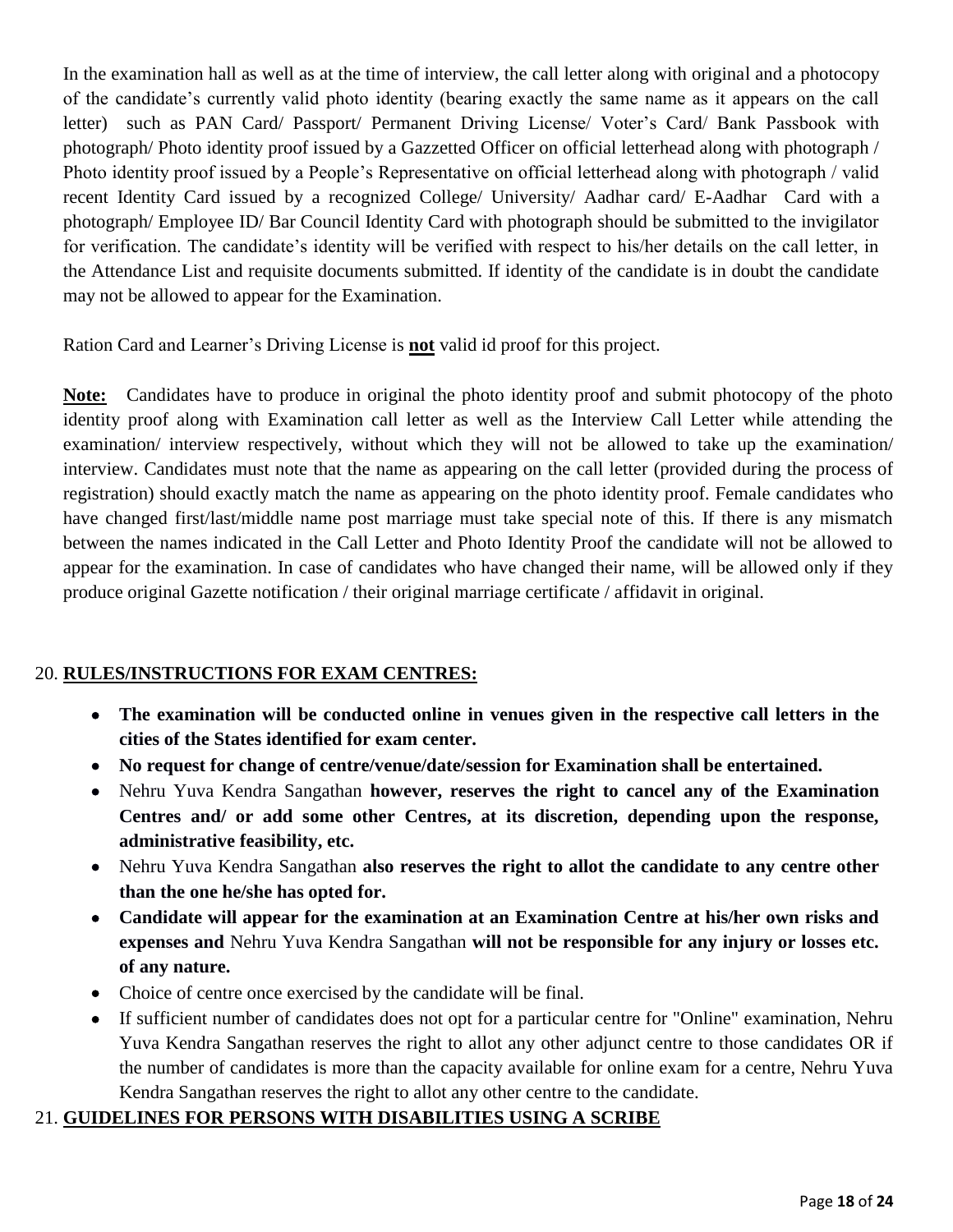In the examination hall as well as at the time of interview, the call letter along with original and a photocopy of the candidate's currently valid photo identity (bearing exactly the same name as it appears on the call letter) such as PAN Card/ Passport/ Permanent Driving License/ Voter's Card/ Bank Passbook with photograph/ Photo identity proof issued by a Gazzetted Officer on official letterhead along with photograph / Photo identity proof issued by a People's Representative on official letterhead along with photograph / valid recent Identity Card issued by a recognized College/ University/ Aadhar card/ E-Aadhar Card with a photograph/ Employee ID/ Bar Council Identity Card with photograph should be submitted to the invigilator for verification. The candidate's identity will be verified with respect to his/her details on the call letter, in the Attendance List and requisite documents submitted. If identity of the candidate is in doubt the candidate may not be allowed to appear for the Examination.

Ration Card and Learner's Driving License is **not** valid id proof for this project.

**Note:** Candidates have to produce in original the photo identity proof and submit photocopy of the photo identity proof along with Examination call letter as well as the Interview Call Letter while attending the examination/ interview respectively, without which they will not be allowed to take up the examination/ interview. Candidates must note that the name as appearing on the call letter (provided during the process of registration) should exactly match the name as appearing on the photo identity proof. Female candidates who have changed first/last/middle name post marriage must take special note of this. If there is any mismatch between the names indicated in the Call Letter and Photo Identity Proof the candidate will not be allowed to appear for the examination. In case of candidates who have changed their name, will be allowed only if they produce original Gazette notification / their original marriage certificate / affidavit in original.

## 20. RULES/INSTRUCTIONS FOR EXAM CENTRES:

- **The examination will be conducted online in venues given in the respective call letters in the cities of the States identified for exam center.**
- **No request for change of centre/venue/date/session for Examination shall be entertained.**
- Nehru Yuva Kendra Sangathan **however, reserves the right to cancel any of the Examination Centres and/ or add some other Centres, at its discretion, depending upon the response, administrative feasibility, etc.**
- Nehru Yuva Kendra Sangathan **also reserves the right to allot the candidate to any centre other than the one he/she has opted for.**
- **Candidate will appear for the examination at an Examination Centre at his/her own risks and expenses and** Nehru Yuva Kendra Sangathan **will not be responsible for any injury or losses etc. of any nature.**
- Choice of centre once exercised by the candidate will be final.
- If sufficient number of candidates does not opt for a particular centre for "Online" examination, Nehru Yuva Kendra Sangathan reserves the right to allot any other adjunct centre to those candidates OR if the number of candidates is more than the capacity available for online exam for a centre, Nehru Yuva Kendra Sangathan reserves the right to allot any other centre to the candidate.

## 21. GUIDELINES FOR PERSONS WITH DISABILITIES USING A SCRIBE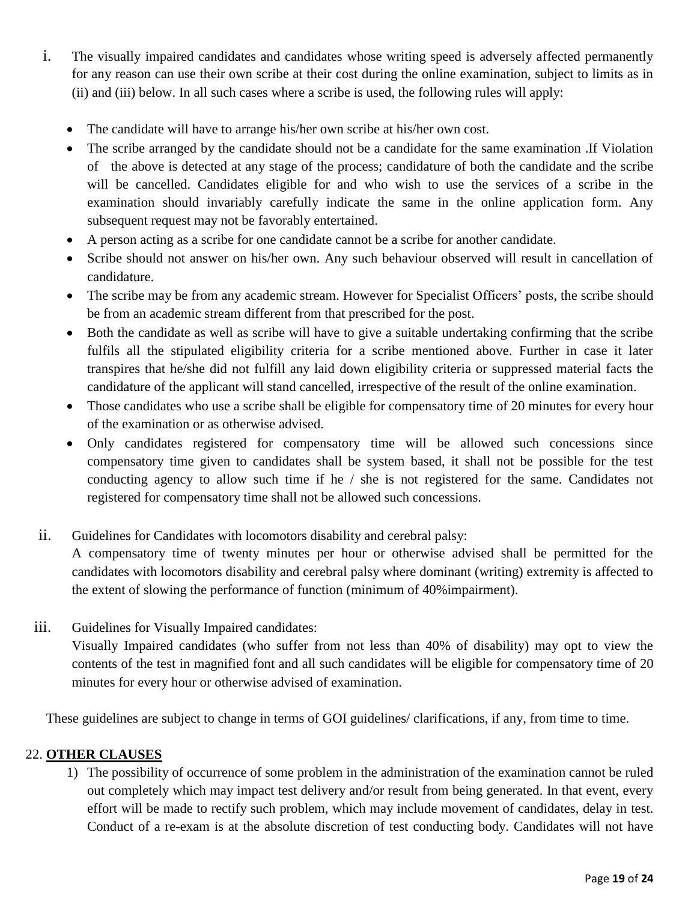i. The visually impaired candidates and candidates whose writing speed is adversely affected permanently for any reason can use their own scribe at their cost during the online examination, subject to limits as in (ii) and (iii) below. In all such cases where a scribe is used, the following rules will apply:

- The candidate will have to arrange his/her own scribe at his/her own cost.
- The scribe arranged by the candidate should not be a candidate for the same examination .If Violation of the above is detected at any stage of the process; candidature of both the candidate and the scribe will be cancelled. Candidates eligible for and who wish to use the services of a scribe in the examination should invariably carefully indicate the same in the online application form. Any subsequent request may not be favorably entertained.
- A person acting as a scribe for one candidate cannot be a scribe for another candidate.
- Scribe should not answer on his/her own. Any such behaviour observed will result in cancellation of candidature.
- The scribe may be from any academic stream. However for Specialist Officers' posts, the scribe should be from an academic stream different from that prescribed for the post.
- Both the candidate as well as scribe will have to give a suitable undertaking confirming that the scribe fulfils all the stipulated eligibility criteria for a scribe mentioned above. Further in case it later transpires that he/she did not fulfill any laid down eligibility criteria or suppressed material facts the candidature of the applicant will stand cancelled, irrespective of the result of the online examination.
- Those candidates who use a scribe shall be eligible for compensatory time of 20 minutes for every hour of the examination or as otherwise advised.
- Only candidates registered for compensatory time will be allowed such concessions since compensatory time given to candidates shall be system based, it shall not be possible for the test conducting agency to allow such time if he / she is not registered for the same. Candidates not registered for compensatory time shall not be allowed such concessions.

ii. Guidelines for Candidates with locomotors disability and cerebral palsy:
A compensatory time of twenty minutes per hour or otherwise advised shall be permitted for the candidates with locomotors disability and cerebral palsy where dominant (writing) extremity is affected to the extent of slowing the performance of function (minimum of 40%impairment).

iii. Guidelines for Visually Impaired candidates:
Visually Impaired candidates (who suffer from not less than 40% of disability) may opt to view the contents of the test in magnified font and all such candidates will be eligible for compensatory time of 20 minutes for every hour or otherwise advised of examination.

These guidelines are subject to change in terms of GOI guidelines/ clarifications, if any, from time to time.

## 22. **OTHER CLAUSES**

1) The possibility of occurrence of some problem in the administration of the examination cannot be ruled out completely which may impact test delivery and/or result from being generated. In that event, every effort will be made to rectify such problem, which may include movement of candidates, delay in test. Conduct of a re-exam is at the absolute discretion of test conducting body. Candidates will not have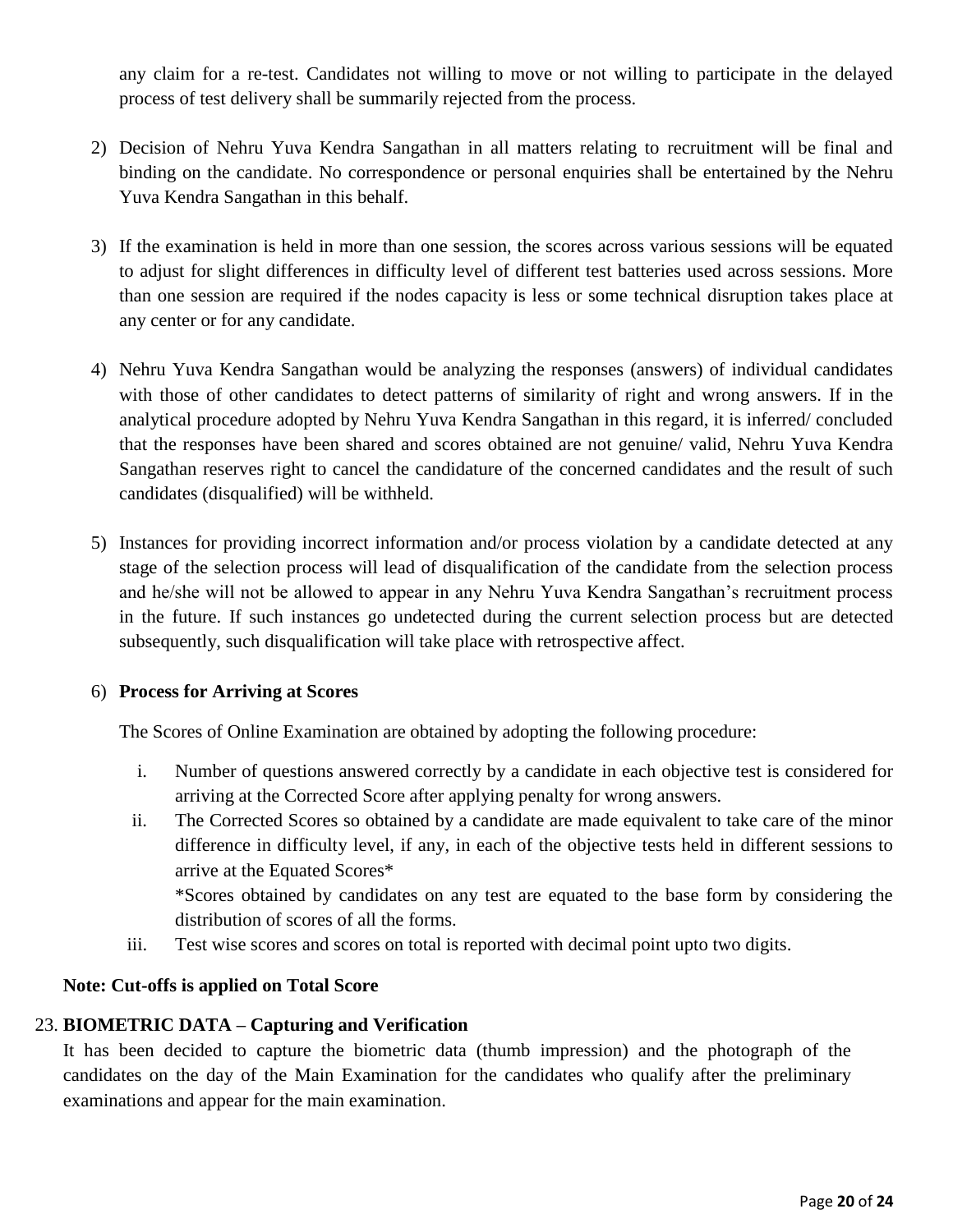any claim for a re-test. Candidates not willing to move or not willing to participate in the delayed process of test delivery shall be summarily rejected from the process.

2) Decision of Nehru Yuva Kendra Sangathan in all matters relating to recruitment will be final and binding on the candidate. No correspondence or personal enquiries shall be entertained by the Nehru Yuva Kendra Sangathan in this behalf.

3) If the examination is held in more than one session, the scores across various sessions will be equated to adjust for slight differences in difficulty level of different test batteries used across sessions. More than one session are required if the nodes capacity is less or some technical disruption takes place at any center or for any candidate.

4) Nehru Yuva Kendra Sangathan would be analyzing the responses (answers) of individual candidates with those of other candidates to detect patterns of similarity of right and wrong answers. If in the analytical procedure adopted by Nehru Yuva Kendra Sangathan in this regard, it is inferred/ concluded that the responses have been shared and scores obtained are not genuine/ valid, Nehru Yuva Kendra Sangathan reserves right to cancel the candidature of the concerned candidates and the result of such candidates (disqualified) will be withheld.

5) Instances for providing incorrect information and/or process violation by a candidate detected at any stage of the selection process will lead of disqualification of the candidate from the selection process and he/she will not be allowed to appear in any Nehru Yuva Kendra Sangathan's recruitment process in the future. If such instances go undetected during the current selection process but are detected subsequently, such disqualification will take place with retrospective affect.

6) **Process for Arriving at Scores**

   The Scores of Online Examination are obtained by adopting the following procedure:

   i. Number of questions answered correctly by a candidate in each objective test is considered for arriving at the Corrected Score after applying penalty for wrong answers.

   ii. The Corrected Scores so obtained by a candidate are made equivalent to take care of the minor difference in difficulty level, if any, in each of the objective tests held in different sessions to arrive at the Equated Scores*

       *Scores obtained by candidates on any test are equated to the base form by considering the distribution of scores of all the forms.

   iii. Test wise scores and scores on total is reported with decimal point upto two digits.

**Note: Cut-offs is applied on Total Score**

23. **BIOMETRIC DATA – Capturing and Verification**

It has been decided to capture the biometric data (thumb impression) and the photograph of the candidates on the day of the Main Examination for the candidates who qualify after the preliminary examinations and appear for the main examination.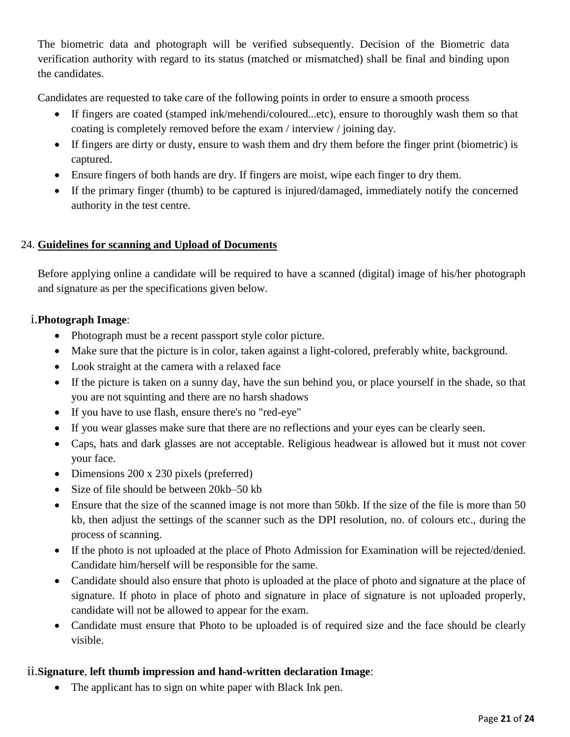The biometric data and photograph will be verified subsequently. Decision of the Biometric data verification authority with regard to its status (matched or mismatched) shall be final and binding upon the candidates.

Candidates are requested to take care of the following points in order to ensure a smooth process

- If fingers are coated (stamped ink/mehendi/coloured...etc), ensure to thoroughly wash them so that coating is completely removed before the exam / interview / joining day.
- If fingers are dirty or dusty, ensure to wash them and dry them before the finger print (biometric) is captured.
- Ensure fingers of both hands are dry. If fingers are moist, wipe each finger to dry them.
- If the primary finger (thumb) to be captured is injured/damaged, immediately notify the concerned authority in the test centre.

## 24. Guidelines for scanning and Upload of Documents

Before applying online a candidate will be required to have a scanned (digital) image of his/her photograph and signature as per the specifications given below.

### i. **Photograph Image**:

- Photograph must be a recent passport style color picture.
- Make sure that the picture is in color, taken against a light-colored, preferably white, background.
- Look straight at the camera with a relaxed face
- If the picture is taken on a sunny day, have the sun behind you, or place yourself in the shade, so that you are not squinting and there are no harsh shadows
- If you have to use flash, ensure there's no "red-eye"
- If you wear glasses make sure that there are no reflections and your eyes can be clearly seen.
- Caps, hats and dark glasses are not acceptable. Religious headwear is allowed but it must not cover your face.
- Dimensions 200 x 230 pixels (preferred)
- Size of file should be between 20kb–50 kb
- Ensure that the size of the scanned image is not more than 50kb. If the size of the file is more than 50 kb, then adjust the settings of the scanner such as the DPI resolution, no. of colours etc., during the process of scanning.
- If the photo is not uploaded at the place of Photo Admission for Examination will be rejected/denied. Candidate him/herself will be responsible for the same.
- Candidate should also ensure that photo is uploaded at the place of photo and signature at the place of signature. If photo in place of photo and signature in place of signature is not uploaded properly, candidate will not be allowed to appear for the exam.
- Candidate must ensure that Photo to be uploaded is of required size and the face should be clearly visible.

### ii. **Signature**, **left thumb impression and hand-written declaration Image**:

- The applicant has to sign on white paper with Black Ink pen.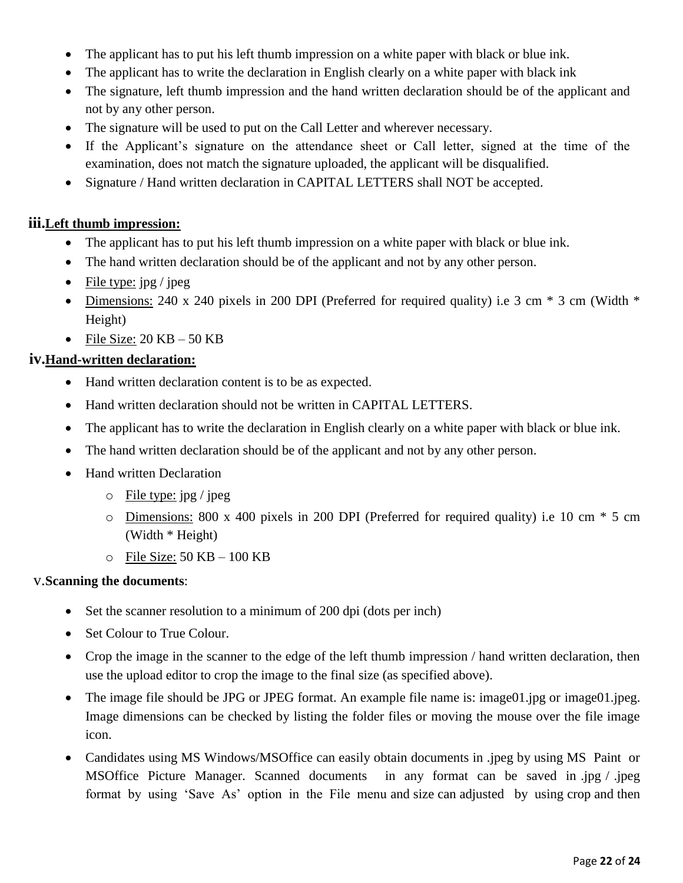- The applicant has to put his left thumb impression on a white paper with black or blue ink.
- The applicant has to write the declaration in English clearly on a white paper with black ink
- The signature, left thumb impression and the hand written declaration should be of the applicant and not by any other person.
- The signature will be used to put on the Call Letter and wherever necessary.
- If the Applicant's signature on the attendance sheet or Call letter, signed at the time of the examination, does not match the signature uploaded, the applicant will be disqualified.
- Signature / Hand written declaration in CAPITAL LETTERS shall NOT be accepted.

**iii. Left thumb impression:**

- The applicant has to put his left thumb impression on a white paper with black or blue ink.
- The hand written declaration should be of the applicant and not by any other person.
- File type: jpg / jpeg
- Dimensions: 240 x 240 pixels in 200 DPI (Preferred for required quality) i.e 3 cm * 3 cm (Width * Height)
- File Size: 20 KB – 50 KB

**iv. Hand-written declaration:**

- Hand written declaration content is to be as expected.
- Hand written declaration should not be written in CAPITAL LETTERS.
- The applicant has to write the declaration in English clearly on a white paper with black or blue ink.
- The hand written declaration should be of the applicant and not by any other person.
- Hand written Declaration
  - File type: jpg / jpeg
  - Dimensions: 800 x 400 pixels in 200 DPI (Preferred for required quality) i.e 10 cm * 5 cm (Width * Height)
  - File Size: 50 KB – 100 KB

v. **Scanning the documents**:

- Set the scanner resolution to a minimum of 200 dpi (dots per inch)
- Set Colour to True Colour.
- Crop the image in the scanner to the edge of the left thumb impression / hand written declaration, then use the upload editor to crop the image to the final size (as specified above).
- The image file should be JPG or JPEG format. An example file name is: image01.jpg or image01.jpeg. Image dimensions can be checked by listing the folder files or moving the mouse over the file image icon.
- Candidates using MS Windows/MSOffice can easily obtain documents in .jpeg by using MS Paint or MSOffice Picture Manager. Scanned documents in any format can be saved in .jpg / .jpeg format by using 'Save As' option in the File menu and size can adjusted by using crop and then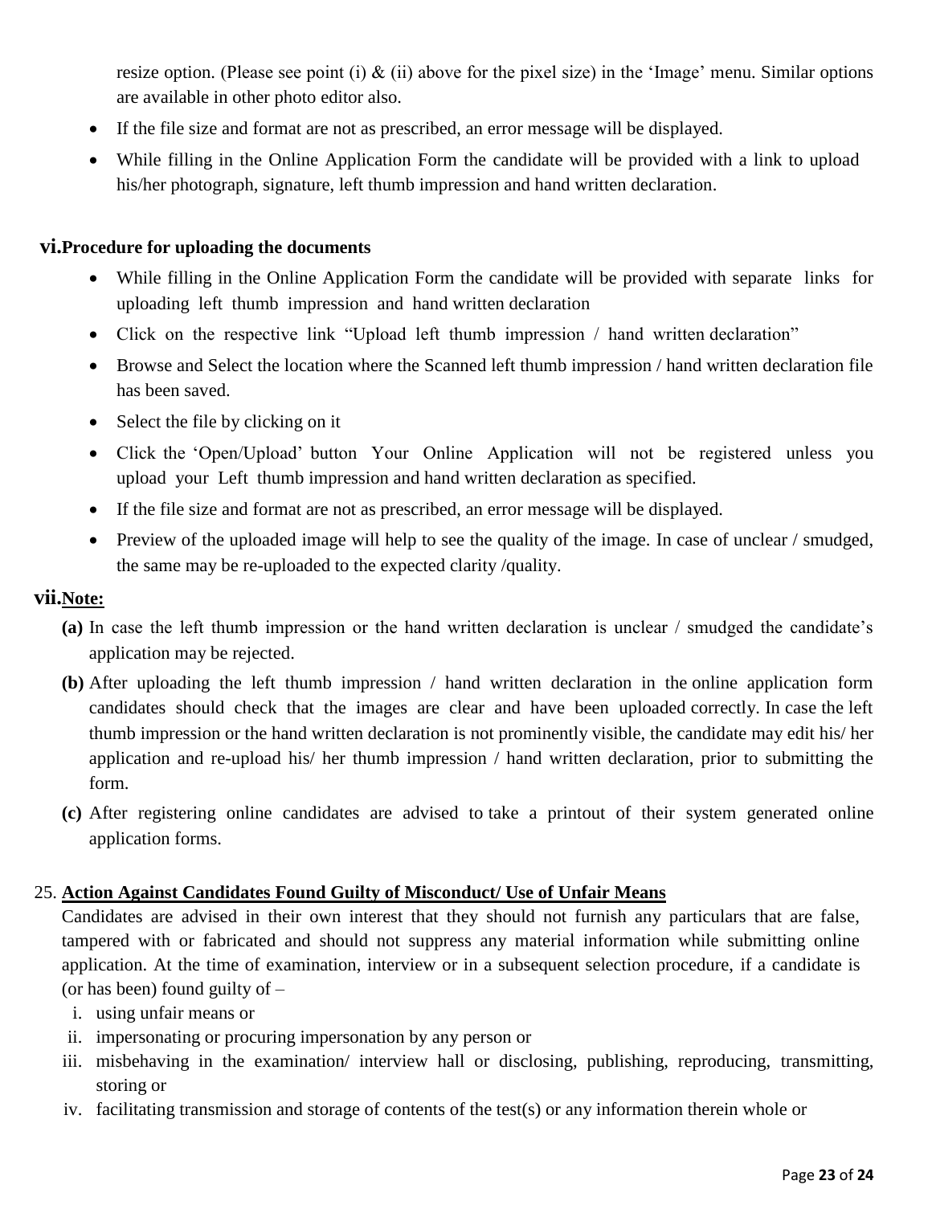resize option. (Please see point (i) & (ii) above for the pixel size) in the 'Image' menu. Similar options are available in other photo editor also.

- If the file size and format are not as prescribed, an error message will be displayed.
- While filling in the Online Application Form the candidate will be provided with a link to upload his/her photograph, signature, left thumb impression and hand written declaration.

**vi. Procedure for uploading the documents**

- While filling in the Online Application Form the candidate will be provided with separate links for uploading left thumb impression and hand written declaration
- Click on the respective link "Upload left thumb impression / hand written declaration"
- Browse and Select the location where the Scanned left thumb impression / hand written declaration file has been saved.
- Select the file by clicking on it
- Click the 'Open/Upload' button Your Online Application will not be registered unless you upload your Left thumb impression and hand written declaration as specified.
- If the file size and format are not as prescribed, an error message will be displayed.
- Preview of the uploaded image will help to see the quality of the image. In case of unclear / smudged, the same may be re-uploaded to the expected clarity /quality.

**vii. Note:**

**(a)** In case the left thumb impression or the hand written declaration is unclear / smudged the candidate's application may be rejected.

**(b)** After uploading the left thumb impression / hand written declaration in the online application form candidates should check that the images are clear and have been uploaded correctly. In case the left thumb impression or the hand written declaration is not prominently visible, the candidate may edit his/ her application and re-upload his/ her thumb impression / hand written declaration, prior to submitting the form.

**(c)** After registering online candidates are advised to take a printout of their system generated online application forms.

25. **Action Against Candidates Found Guilty of Misconduct/ Use of Unfair Means**

Candidates are advised in their own interest that they should not furnish any particulars that are false, tampered with or fabricated and should not suppress any material information while submitting online application. At the time of examination, interview or in a subsequent selection procedure, if a candidate is (or has been) found guilty of –

i. using unfair means or
ii. impersonating or procuring impersonation by any person or
iii. misbehaving in the examination/ interview hall or disclosing, publishing, reproducing, transmitting, storing or
iv. facilitating transmission and storage of contents of the test(s) or any information therein whole or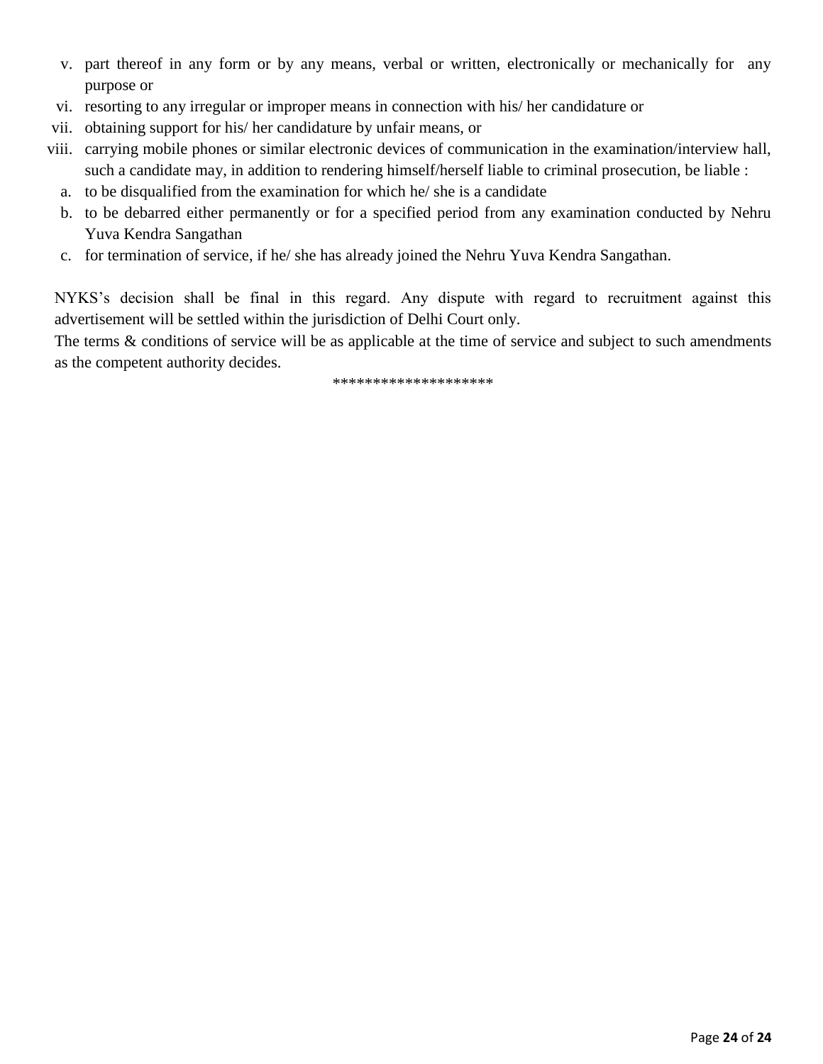v. part thereof in any form or by any means, verbal or written, electronically or mechanically for any purpose or
vi. resorting to any irregular or improper means in connection with his/ her candidature or
vii. obtaining support for his/ her candidature by unfair means, or
viii. carrying mobile phones or similar electronic devices of communication in the examination/interview hall, such a candidate may, in addition to rendering himself/herself liable to criminal prosecution, be liable :

a. to be disqualified from the examination for which he/ she is a candidate
b. to be debarred either permanently or for a specified period from any examination conducted by Nehru Yuva Kendra Sangathan
c. for termination of service, if he/ she has already joined the Nehru Yuva Kendra Sangathan.

NYKS's decision shall be final in this regard. Any dispute with regard to recruitment against this advertisement will be settled within the jurisdiction of Delhi Court only.

The terms & conditions of service will be as applicable at the time of service and subject to such amendments as the competent authority decides.

*******************